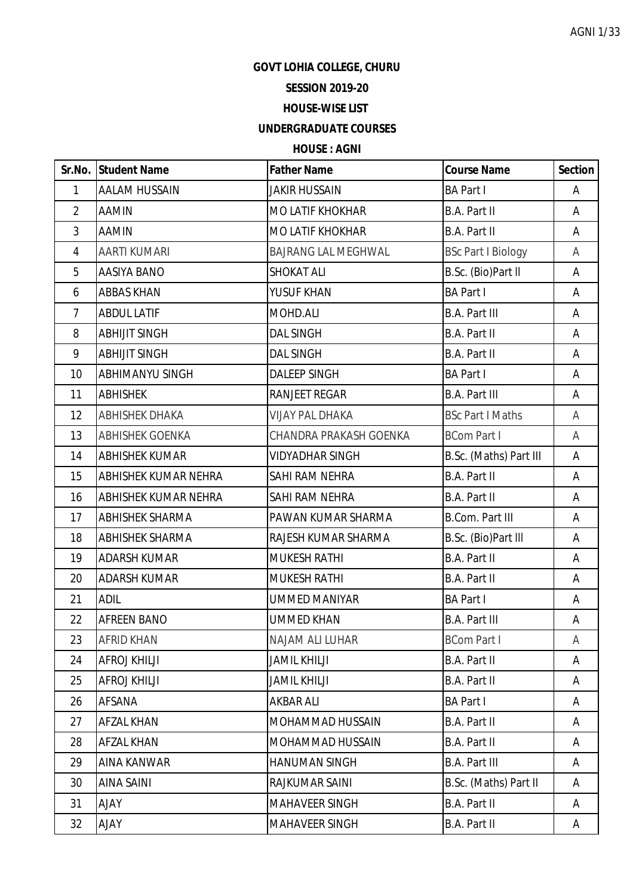# GOVT LOHIA COLLEGE, CHURU

## SESSION 2019-20

## HOUSE-WISE LIST

## UNDERGRADUATE COURSES

## HOUSE : AGNI

| Sr.No. | Student Name | Father Name | Course Name | Section |
|---|---|---|---|---|
| 1 | AALAM HUSSAIN | JAKIR HUSSAIN | BA Part I | A |
| 2 | AAMIN | MO LATIF KHOKHAR | B.A. Part II | A |
| 3 | AAMIN | MO LATIF KHOKHAR | B.A. Part II | A |
| 4 | AARTI KUMARI | BAJRANG LAL MEGHWAL | BSc Part I Biology | A |
| 5 | AASIYA BANO | SHOKAT ALI | B.Sc. (Bio)Part II | A |
| 6 | ABBAS KHAN | YUSUF KHAN | BA Part I | A |
| 7 | ABDUL LATIF | MOHD.ALI | B.A. Part III | A |
| 8 | ABHIJIT SINGH | DAL SINGH | B.A. Part II | A |
| 9 | ABHIJIT SINGH | DAL SINGH | B.A. Part II | A |
| 10 | ABHIMANYU SINGH | DALEEP SINGH | BA Part I | A |
| 11 | ABHISHEK | RANJEET REGAR | B.A. Part III | A |
| 12 | ABHISHEK DHAKA | VIJAY PAL DHAKA | BSc Part I Maths | A |
| 13 | ABHISHEK GOENKA | CHANDRA PRAKASH GOENKA | BCom Part I | A |
| 14 | ABHISHEK KUMAR | VIDYADHAR SINGH | B.Sc. (Maths) Part III | A |
| 15 | ABHISHEK KUMAR NEHRA | SAHI RAM NEHRA | B.A. Part II | A |
| 16 | ABHISHEK KUMAR NEHRA | SAHI RAM NEHRA | B.A. Part II | A |
| 17 | ABHISHEK SHARMA | PAWAN KUMAR SHARMA | B.Com. Part III | A |
| 18 | ABHISHEK SHARMA | RAJESH KUMAR SHARMA | B.Sc. (Bio)Part III | A |
| 19 | ADARSH KUMAR | MUKESH RATHI | B.A. Part II | A |
| 20 | ADARSH KUMAR | MUKESH RATHI | B.A. Part II | A |
| 21 | ADIL | UMMED MANIYAR | BA Part I | A |
| 22 | AFREEN BANO | UMMED KHAN | B.A. Part III | A |
| 23 | AFRID KHAN | NAJAM ALI LUHAR | BCom Part I | A |
| 24 | AFROJ KHILJI | JAMIL KHILJI | B.A. Part II | A |
| 25 | AFROJ KHILJI | JAMIL KHILJI | B.A. Part II | A |
| 26 | AFSANA | AKBAR ALI | BA Part I | A |
| 27 | AFZAL KHAN | MOHAMMAD HUSSAIN | B.A. Part II | A |
| 28 | AFZAL KHAN | MOHAMMAD HUSSAIN | B.A. Part II | A |
| 29 | AINA KANWAR | HANUMAN SINGH | B.A. Part III | A |
| 30 | AINA SAINI | RAJKUMAR SAINI | B.Sc. (Maths) Part II | A |
| 31 | AJAY | MAHAVEER SINGH | B.A. Part II | A |
| 32 | AJAY | MAHAVEER SINGH | B.A. Part II | A |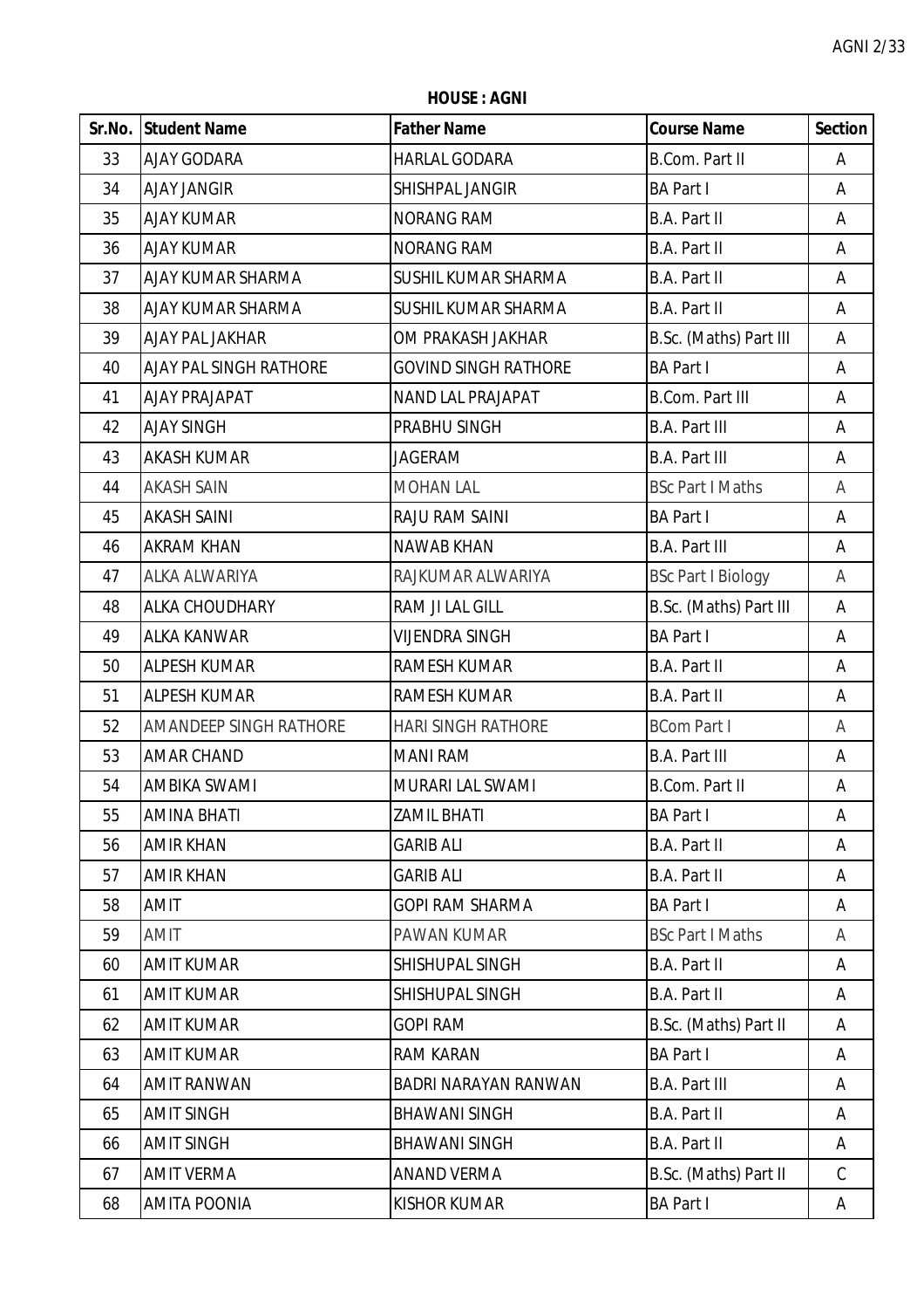**HOUSE : AGNI**

| Sr.No. | Student Name | Father Name | Course Name | Section |
|---|---|---|---|---|
| 33 | AJAY GODARA | HARLAL GODARA | B.Com. Part II | A |
| 34 | AJAY JANGIR | SHISHPAL JANGIR | BA Part I | A |
| 35 | AJAY KUMAR | NORANG RAM | B.A. Part II | A |
| 36 | AJAY KUMAR | NORANG RAM | B.A. Part II | A |
| 37 | AJAY KUMAR SHARMA | SUSHIL KUMAR SHARMA | B.A. Part II | A |
| 38 | AJAY KUMAR SHARMA | SUSHIL KUMAR SHARMA | B.A. Part II | A |
| 39 | AJAY PAL JAKHAR | OM PRAKASH JAKHAR | B.Sc. (Maths) Part III | A |
| 40 | AJAY PAL SINGH RATHORE | GOVIND SINGH RATHORE | BA Part I | A |
| 41 | AJAY PRAJAPAT | NAND LAL PRAJAPAT | B.Com. Part III | A |
| 42 | AJAY SINGH | PRABHU SINGH | B.A. Part III | A |
| 43 | AKASH KUMAR | JAGERAM | B.A. Part III | A |
| 44 | AKASH SAIN | MOHAN LAL | BSc Part I Maths | A |
| 45 | AKASH SAINI | RAJU RAM SAINI | BA Part I | A |
| 46 | AKRAM KHAN | NAWAB KHAN | B.A. Part III | A |
| 47 | ALKA ALWARIYA | RAJKUMAR ALWARIYA | BSc Part I Biology | A |
| 48 | ALKA CHOUDHARY | RAM JI LAL GILL | B.Sc. (Maths) Part III | A |
| 49 | ALKA KANWAR | VIJENDRA SINGH | BA Part I | A |
| 50 | ALPESH KUMAR | RAMESH KUMAR | B.A. Part II | A |
| 51 | ALPESH KUMAR | RAMESH KUMAR | B.A. Part II | A |
| 52 | AMANDEEP SINGH RATHORE | HARI SINGH RATHORE | BCom Part I | A |
| 53 | AMAR CHAND | MANI RAM | B.A. Part III | A |
| 54 | AMBIKA SWAMI | MURARI LAL SWAMI | B.Com. Part II | A |
| 55 | AMINA BHATI | ZAMIL BHATI | BA Part I | A |
| 56 | AMIR KHAN | GARIB ALI | B.A. Part II | A |
| 57 | AMIR KHAN | GARIB ALI | B.A. Part II | A |
| 58 | AMIT | GOPI RAM SHARMA | BA Part I | A |
| 59 | AMIT | PAWAN KUMAR | BSc Part I Maths | A |
| 60 | AMIT KUMAR | SHISHUPAL SINGH | B.A. Part II | A |
| 61 | AMIT KUMAR | SHISHUPAL SINGH | B.A. Part II | A |
| 62 | AMIT KUMAR | GOPI RAM | B.Sc. (Maths) Part II | A |
| 63 | AMIT KUMAR | RAM KARAN | BA Part I | A |
| 64 | AMIT RANWAN | BADRI NARAYAN RANWAN | B.A. Part III | A |
| 65 | AMIT SINGH | BHAWANI SINGH | B.A. Part II | A |
| 66 | AMIT SINGH | BHAWANI SINGH | B.A. Part II | A |
| 67 | AMIT VERMA | ANAND VERMA | B.Sc. (Maths) Part II | C |
| 68 | AMITA POONIA | KISHOR KUMAR | BA Part I | A |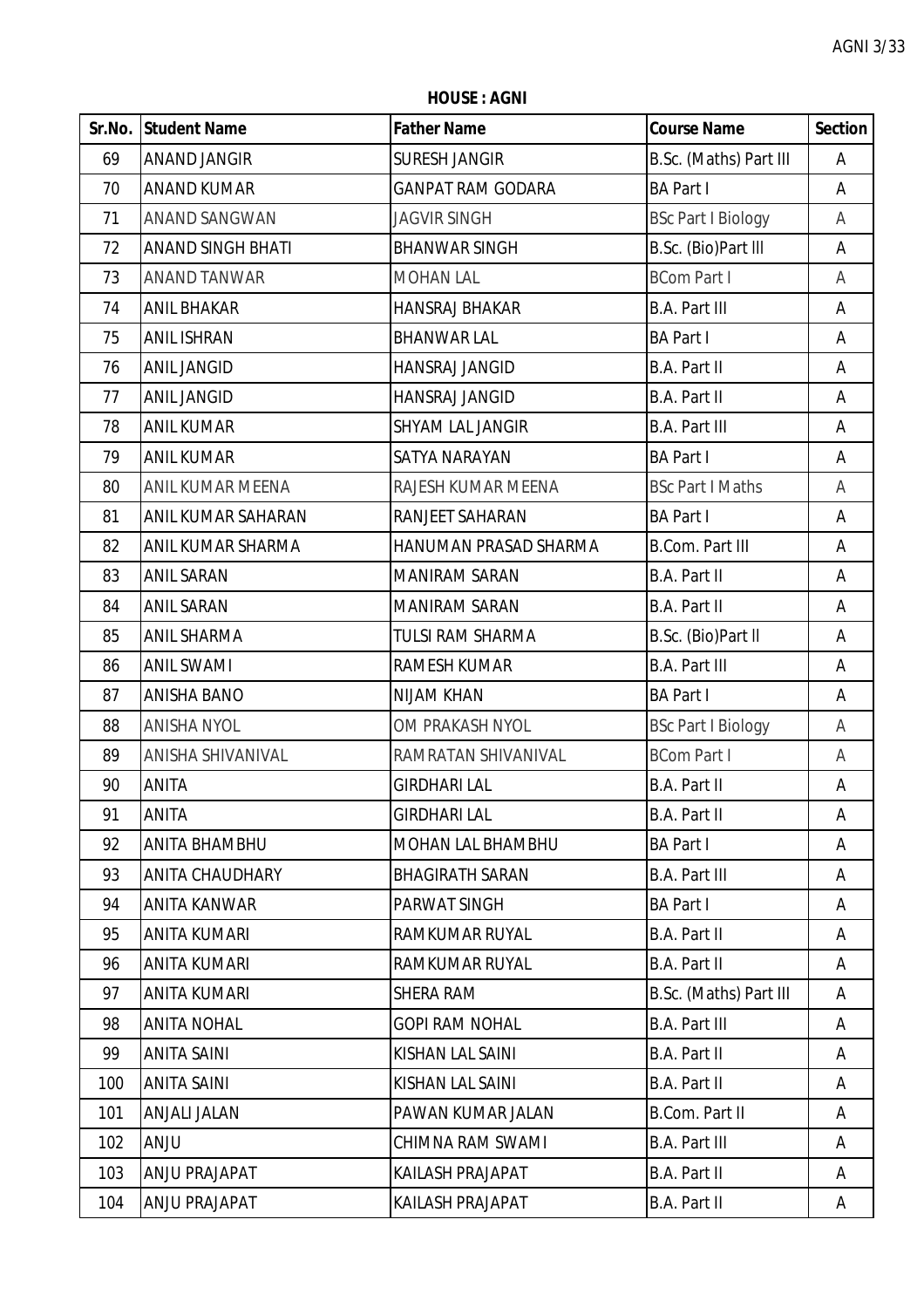**HOUSE : AGNI**

| Sr.No. | Student Name | Father Name | Course Name | Section |
|---|---|---|---|---|
| 69 | ANAND JANGIR | SURESH JANGIR | B.Sc. (Maths) Part III | A |
| 70 | ANAND KUMAR | GANPAT RAM GODARA | BA Part I | A |
| 71 | ANAND SANGWAN | JAGVIR SINGH | BSc Part I Biology | A |
| 72 | ANAND SINGH BHATI | BHANWAR SINGH | B.Sc. (Bio)Part lll | A |
| 73 | ANAND TANWAR | MOHAN LAL | BCom Part I | A |
| 74 | ANIL BHAKAR | HANSRAJ BHAKAR | B.A. Part III | A |
| 75 | ANIL ISHRAN | BHANWAR LAL | BA Part I | A |
| 76 | ANIL JANGID | HANSRAJ JANGID | B.A. Part II | A |
| 77 | ANIL JANGID | HANSRAJ JANGID | B.A. Part II | A |
| 78 | ANIL KUMAR | SHYAM LAL JANGIR | B.A. Part III | A |
| 79 | ANIL KUMAR | SATYA NARAYAN | BA Part I | A |
| 80 | ANIL KUMAR MEENA | RAJESH KUMAR MEENA | BSc Part I Maths | A |
| 81 | ANIL KUMAR SAHARAN | RANJEET SAHARAN | BA Part I | A |
| 82 | ANIL KUMAR SHARMA | HANUMAN PRASAD SHARMA | B.Com. Part III | A |
| 83 | ANIL SARAN | MANIRAM SARAN | B.A. Part II | A |
| 84 | ANIL SARAN | MANIRAM SARAN | B.A. Part II | A |
| 85 | ANIL SHARMA | TULSI RAM SHARMA | B.Sc. (Bio)Part ll | A |
| 86 | ANIL SWAMI | RAMESH KUMAR | B.A. Part III | A |
| 87 | ANISHA BANO | NIJAM KHAN | BA Part I | A |
| 88 | ANISHA NYOL | OM PRAKASH NYOL | BSc Part I Biology | A |
| 89 | ANISHA SHIVANIVAL | RAMRATAN SHIVANIVAL | BCom Part I | A |
| 90 | ANITA | GIRDHARI LAL | B.A. Part II | A |
| 91 | ANITA | GIRDHARI LAL | B.A. Part II | A |
| 92 | ANITA BHAMBHU | MOHAN LAL BHAMBHU | BA Part I | A |
| 93 | ANITA CHAUDHARY | BHAGIRATH SARAN | B.A. Part III | A |
| 94 | ANITA KANWAR | PARWAT SINGH | BA Part I | A |
| 95 | ANITA KUMARI | RAMKUMAR RUYAL | B.A. Part II | A |
| 96 | ANITA KUMARI | RAMKUMAR RUYAL | B.A. Part II | A |
| 97 | ANITA KUMARI | SHERA RAM | B.Sc. (Maths) Part III | A |
| 98 | ANITA NOHAL | GOPI RAM NOHAL | B.A. Part III | A |
| 99 | ANITA SAINI | KISHAN LAL SAINI | B.A. Part II | A |
| 100 | ANITA SAINI | KISHAN LAL SAINI | B.A. Part II | A |
| 101 | ANJALI JALAN | PAWAN KUMAR JALAN | B.Com. Part II | A |
| 102 | ANJU | CHIMNA RAM SWAMI | B.A. Part III | A |
| 103 | ANJU PRAJAPAT | KAILASH PRAJAPAT | B.A. Part II | A |
| 104 | ANJU PRAJAPAT | KAILASH PRAJAPAT | B.A. Part II | A |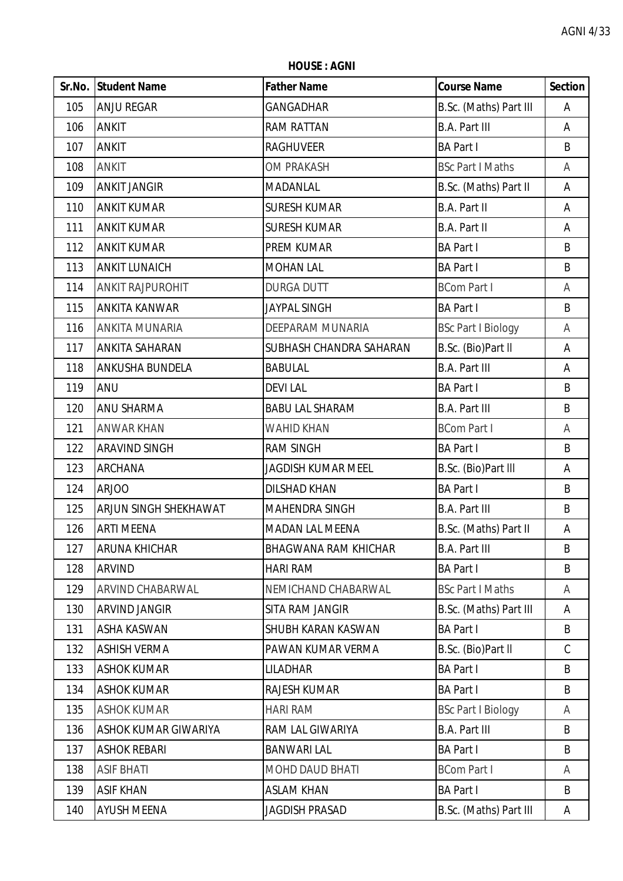**HOUSE : AGNI**

| Sr.No. | Student Name | Father Name | Course Name | Section |
|---|---|---|---|---|
| 105 | ANJU REGAR | GANGADHAR | B.Sc. (Maths) Part III | A |
| 106 | ANKIT | RAM RATTAN | B.A. Part III | A |
| 107 | ANKIT | RAGHUVEER | BA Part I | B |
| 108 | ANKIT | OM PRAKASH | BSc Part I Maths | A |
| 109 | ANKIT JANGIR | MADANLAL | B.Sc. (Maths) Part II | A |
| 110 | ANKIT KUMAR | SURESH KUMAR | B.A. Part II | A |
| 111 | ANKIT KUMAR | SURESH KUMAR | B.A. Part II | A |
| 112 | ANKIT KUMAR | PREM KUMAR | BA Part I | B |
| 113 | ANKIT LUNAICH | MOHAN LAL | BA Part I | B |
| 114 | ANKIT RAJPUROHIT | DURGA DUTT | BCom Part I | A |
| 115 | ANKITA KANWAR | JAYPAL SINGH | BA Part I | B |
| 116 | ANKITA MUNARIA | DEEPARAM MUNARIA | BSc Part I Biology | A |
| 117 | ANKITA SAHARAN | SUBHASH CHANDRA SAHARAN | B.Sc. (Bio)Part II | A |
| 118 | ANKUSHA BUNDELA | BABULAL | B.A. Part III | A |
| 119 | ANU | DEVI LAL | BA Part I | B |
| 120 | ANU SHARMA | BABU LAL SHARAM | B.A. Part III | B |
| 121 | ANWAR KHAN | WAHID KHAN | BCom Part I | A |
| 122 | ARAVIND SINGH | RAM SINGH | BA Part I | B |
| 123 | ARCHANA | JAGDISH KUMAR MEEL | B.Sc. (Bio)Part III | A |
| 124 | ARJOO | DILSHAD KHAN | BA Part I | B |
| 125 | ARJUN SINGH SHEKHAWAT | MAHENDRA SINGH | B.A. Part III | B |
| 126 | ARTI MEENA | MADAN LAL MEENA | B.Sc. (Maths) Part II | A |
| 127 | ARUNA KHICHAR | BHAGWANA RAM KHICHAR | B.A. Part III | B |
| 128 | ARVIND | HARI RAM | BA Part I | B |
| 129 | ARVIND CHABARWAL | NEMICHAND CHABARWAL | BSc Part I Maths | A |
| 130 | ARVIND JANGIR | SITA RAM JANGIR | B.Sc. (Maths) Part III | A |
| 131 | ASHA KASWAN | SHUBH KARAN KASWAN | BA Part I | B |
| 132 | ASHISH VERMA | PAWAN KUMAR VERMA | B.Sc. (Bio)Part II | C |
| 133 | ASHOK KUMAR | LILADHAR | BA Part I | B |
| 134 | ASHOK KUMAR | RAJESH KUMAR | BA Part I | B |
| 135 | ASHOK KUMAR | HARI RAM | BSc Part I Biology | A |
| 136 | ASHOK KUMAR GIWARIYA | RAM LAL GIWARIYA | B.A. Part III | B |
| 137 | ASHOK REBARI | BANWARI LAL | BA Part I | B |
| 138 | ASIF BHATI | MOHD DAUD BHATI | BCom Part I | A |
| 139 | ASIF KHAN | ASLAM KHAN | BA Part I | B |
| 140 | AYUSH MEENA | JAGDISH PRASAD | B.Sc. (Maths) Part III | A |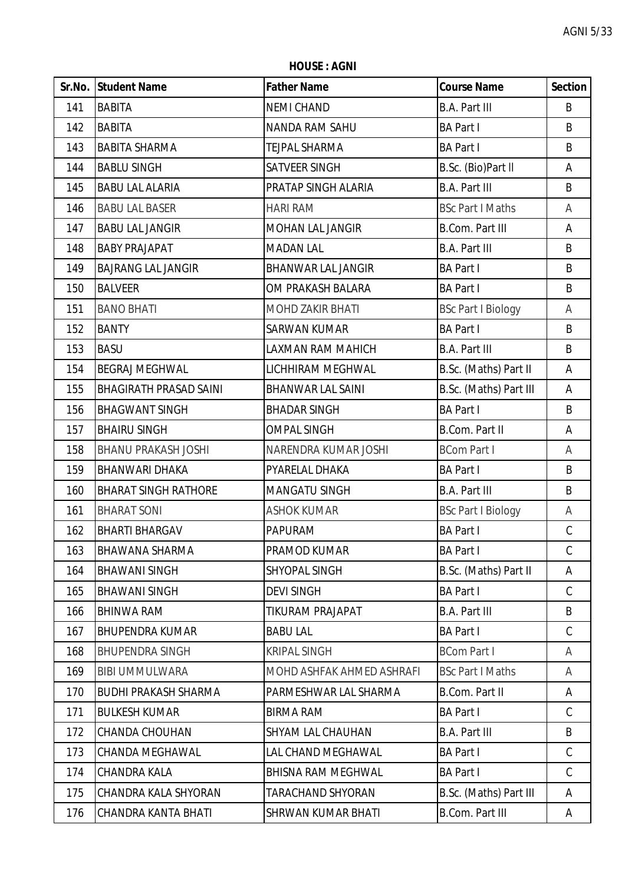**HOUSE : AGNI**

| Sr.No. | Student Name | Father Name | Course Name | Section |
|---|---|---|---|---|
| 141 | BABITA | NEMI CHAND | B.A. Part III | B |
| 142 | BABITA | NANDA RAM SAHU | BA Part I | B |
| 143 | BABITA SHARMA | TEJPAL SHARMA | BA Part I | B |
| 144 | BABLU SINGH | SATVEER SINGH | B.Sc. (Bio)Part II | A |
| 145 | BABU LAL ALARIA | PRATAP SINGH ALARIA | B.A. Part III | B |
| 146 | BABU LAL BASER | HARI RAM | BSc Part I Maths | A |
| 147 | BABU LAL JANGIR | MOHAN LAL JANGIR | B.Com. Part III | A |
| 148 | BABY PRAJAPAT | MADAN LAL | B.A. Part III | B |
| 149 | BAJRANG LAL JANGIR | BHANWAR LAL JANGIR | BA Part I | B |
| 150 | BALVEER | OM PRAKASH BALARA | BA Part I | B |
| 151 | BANO BHATI | MOHD ZAKIR BHATI | BSc Part I Biology | A |
| 152 | BANTY | SARWAN KUMAR | BA Part I | B |
| 153 | BASU | LAXMAN RAM MAHICH | B.A. Part III | B |
| 154 | BEGRAJ MEGHWAL | LICHHIRAM MEGHWAL | B.Sc. (Maths) Part II | A |
| 155 | BHAGIRATH PRASAD SAINI | BHANWAR LAL SAINI | B.Sc. (Maths) Part III | A |
| 156 | BHAGWANT SINGH | BHADAR SINGH | BA Part I | B |
| 157 | BHAIRU SINGH | OMPAL SINGH | B.Com. Part II | A |
| 158 | BHANU PRAKASH JOSHI | NARENDRA KUMAR JOSHI | BCom Part I | A |
| 159 | BHANWARI DHAKA | PYARELAL DHAKA | BA Part I | B |
| 160 | BHARAT SINGH RATHORE | MANGATU SINGH | B.A. Part III | B |
| 161 | BHARAT SONI | ASHOK KUMAR | BSc Part I Biology | A |
| 162 | BHARTI BHARGAV | PAPURAM | BA Part I | C |
| 163 | BHAWANA SHARMA | PRAMOD KUMAR | BA Part I | C |
| 164 | BHAWANI SINGH | SHYOPAL SINGH | B.Sc. (Maths) Part II | A |
| 165 | BHAWANI SINGH | DEVI SINGH | BA Part I | C |
| 166 | BHINWA RAM | TIKURAM PRAJAPAT | B.A. Part III | B |
| 167 | BHUPENDRA KUMAR | BABU LAL | BA Part I | C |
| 168 | BHUPENDRA SINGH | KRIPAL SINGH | BCom Part I | A |
| 169 | BIBI UMMULWARA | MOHD ASHFAK AHMED ASHRAFI | BSc Part I Maths | A |
| 170 | BUDHI PRAKASH SHARMA | PARMESHWAR LAL SHARMA | B.Com. Part II | A |
| 171 | BULKESH KUMAR | BIRMA RAM | BA Part I | C |
| 172 | CHANDA CHOUHAN | SHYAM LAL CHAUHAN | B.A. Part III | B |
| 173 | CHANDA MEGHAWAL | LAL CHAND MEGHAWAL | BA Part I | C |
| 174 | CHANDRA KALA | BHISNA RAM MEGHWAL | BA Part I | C |
| 175 | CHANDRA KALA SHYORAN | TARACHAND SHYORAN | B.Sc. (Maths) Part III | A |
| 176 | CHANDRA KANTA BHATI | SHRWAN KUMAR BHATI | B.Com. Part III | A |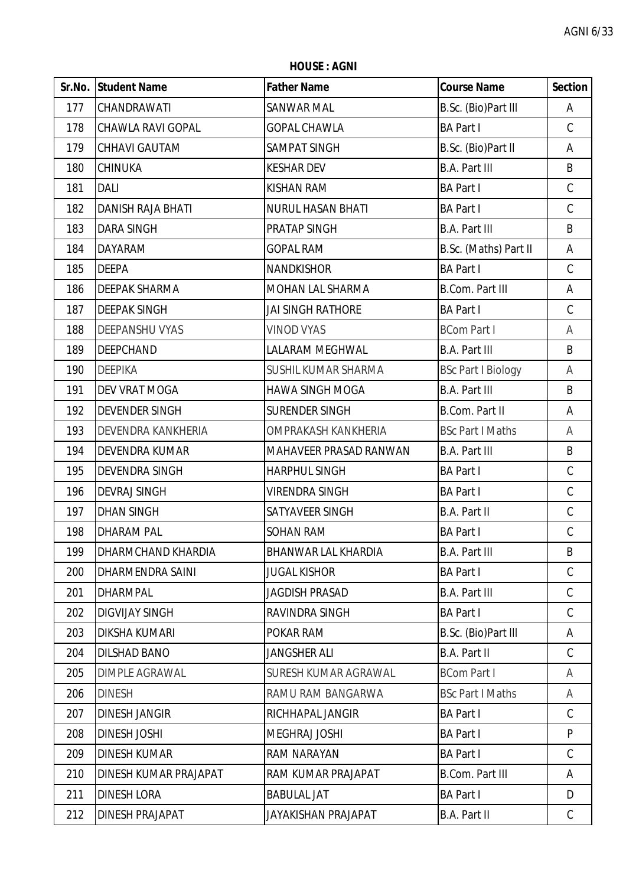**HOUSE : AGNI**

| Sr.No. | Student Name | Father Name | Course Name | Section |
|---|---|---|---|---|
| 177 | CHANDRAWATI | SANWAR MAL | B.Sc. (Bio)Part lll | A |
| 178 | CHAWLA RAVI GOPAL | GOPAL CHAWLA | BA Part I | C |
| 179 | CHHAVI GAUTAM | SAMPAT SINGH | B.Sc. (Bio)Part ll | A |
| 180 | CHINUKA | KESHAR DEV | B.A. Part III | B |
| 181 | DALI | KISHAN RAM | BA Part I | C |
| 182 | DANISH RAJA BHATI | NURUL HASAN BHATI | BA Part I | C |
| 183 | DARA SINGH | PRATAP SINGH | B.A. Part III | B |
| 184 | DAYARAM | GOPAL RAM | B.Sc. (Maths) Part II | A |
| 185 | DEEPA | NANDKISHOR | BA Part I | C |
| 186 | DEEPAK SHARMA | MOHAN LAL SHARMA | B.Com. Part III | A |
| 187 | DEEPAK SINGH | JAI SINGH RATHORE | BA Part I | C |
| 188 | DEEPANSHU VYAS | VINOD VYAS | BCom Part I | A |
| 189 | DEEPCHAND | LALARAM MEGHWAL | B.A. Part III | B |
| 190 | DEEPIKA | SUSHIL KUMAR SHARMA | BSc Part I Biology | A |
| 191 | DEV VRAT MOGA | HAWA SINGH MOGA | B.A. Part III | B |
| 192 | DEVENDER SINGH | SURENDER SINGH | B.Com. Part II | A |
| 193 | DEVENDRA KANKHERIA | OMPRAKASH KANKHERIA | BSc Part I Maths | A |
| 194 | DEVENDRA KUMAR | MAHAVEER PRASAD RANWAN | B.A. Part III | B |
| 195 | DEVENDRA SINGH | HARPHUL SINGH | BA Part I | C |
| 196 | DEVRAJ SINGH | VIRENDRA SINGH | BA Part I | C |
| 197 | DHAN SINGH | SATYAVEER SINGH | B.A. Part II | C |
| 198 | DHARAM PAL | SOHAN RAM | BA Part I | C |
| 199 | DHARMCHAND KHARDIA | BHANWAR LAL KHARDIA | B.A. Part III | B |
| 200 | DHARMENDRA SAINI | JUGAL KISHOR | BA Part I | C |
| 201 | DHARMPAL | JAGDISH PRASAD | B.A. Part III | C |
| 202 | DIGVIJAY SINGH | RAVINDRA SINGH | BA Part I | C |
| 203 | DIKSHA KUMARI | POKAR RAM | B.Sc. (Bio)Part lll | A |
| 204 | DILSHAD BANO | JANGSHER ALI | B.A. Part II | C |
| 205 | DIMPLE AGRAWAL | SURESH KUMAR AGRAWAL | BCom Part I | A |
| 206 | DINESH | RAMU RAM BANGARWA | BSc Part I Maths | A |
| 207 | DINESH JANGIR | RICHHAPAL JANGIR | BA Part I | C |
| 208 | DINESH JOSHI | MEGHRAJ JOSHI | BA Part I | P |
| 209 | DINESH KUMAR | RAM NARAYAN | BA Part I | C |
| 210 | DINESH KUMAR PRAJAPAT | RAM KUMAR PRAJAPAT | B.Com. Part III | A |
| 211 | DINESH LORA | BABULAL JAT | BA Part I | D |
| 212 | DINESH PRAJAPAT | JAYAKISHAN PRAJAPAT | B.A. Part II | C |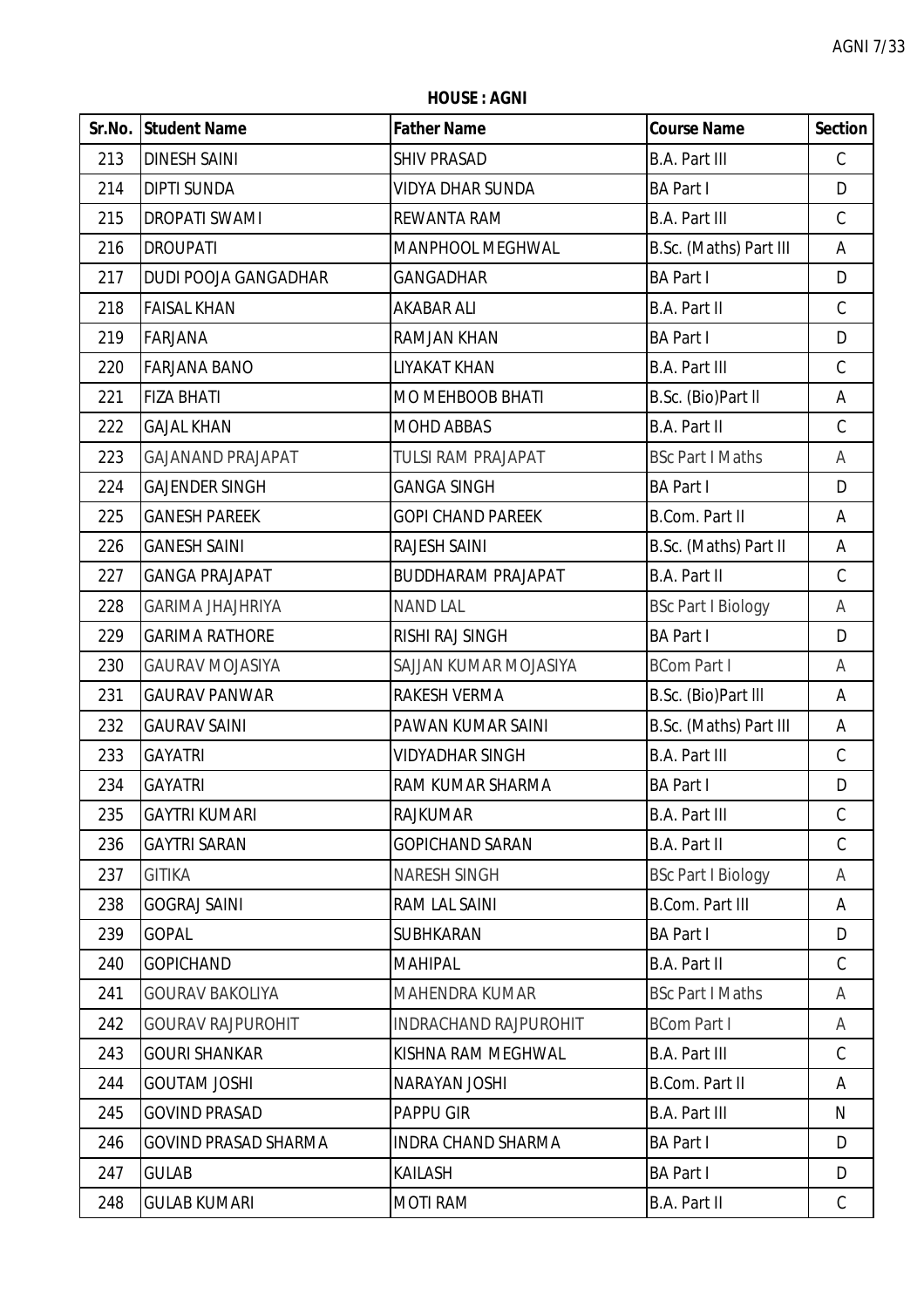**HOUSE : AGNI**

| Sr.No. | Student Name | Father Name | Course Name | Section |
|---|---|---|---|---|
| 213 | DINESH SAINI | SHIV PRASAD | B.A. Part III | C |
| 214 | DIPTI SUNDA | VIDYA DHAR SUNDA | BA Part I | D |
| 215 | DROPATI SWAMI | REWANTA RAM | B.A. Part III | C |
| 216 | DROUPATI | MANPHOOL MEGHWAL | B.Sc. (Maths) Part III | A |
| 217 | DUDI POOJA GANGADHAR | GANGADHAR | BA Part I | D |
| 218 | FAISAL KHAN | AKABAR ALI | B.A. Part II | C |
| 219 | FARJANA | RAMJAN KHAN | BA Part I | D |
| 220 | FARJANA BANO | LIYAKAT KHAN | B.A. Part III | C |
| 221 | FIZA BHATI | MO MEHBOOB BHATI | B.Sc. (Bio)Part II | A |
| 222 | GAJAL KHAN | MOHD ABBAS | B.A. Part II | C |
| 223 | GAJANAND PRAJAPAT | TULSI RAM PRAJAPAT | BSc Part I Maths | A |
| 224 | GAJENDER SINGH | GANGA SINGH | BA Part I | D |
| 225 | GANESH PAREEK | GOPI CHAND PAREEK | B.Com. Part II | A |
| 226 | GANESH SAINI | RAJESH SAINI | B.Sc. (Maths) Part II | A |
| 227 | GANGA PRAJAPAT | BUDDHARAM PRAJAPAT | B.A. Part II | C |
| 228 | GARIMA JHAJHRIYA | NAND LAL | BSc Part I Biology | A |
| 229 | GARIMA RATHORE | RISHI RAJ SINGH | BA Part I | D |
| 230 | GAURAV MOJASIYA | SAJJAN KUMAR MOJASIYA | BCom Part I | A |
| 231 | GAURAV PANWAR | RAKESH VERMA | B.Sc. (Bio)Part III | A |
| 232 | GAURAV SAINI | PAWAN KUMAR SAINI | B.Sc. (Maths) Part III | A |
| 233 | GAYATRI | VIDYADHAR SINGH | B.A. Part III | C |
| 234 | GAYATRI | RAM KUMAR SHARMA | BA Part I | D |
| 235 | GAYTRI KUMARI | RAJKUMAR | B.A. Part III | C |
| 236 | GAYTRI SARAN | GOPICHAND SARAN | B.A. Part II | C |
| 237 | GITIKA | NARESH SINGH | BSc Part I Biology | A |
| 238 | GOGRAJ SAINI | RAM LAL SAINI | B.Com. Part III | A |
| 239 | GOPAL | SUBHKARAN | BA Part I | D |
| 240 | GOPICHAND | MAHIPAL | B.A. Part II | C |
| 241 | GOURAV BAKOLIYA | MAHENDRA KUMAR | BSc Part I Maths | A |
| 242 | GOURAV RAJPUROHIT | INDRACHAND RAJPUROHIT | BCom Part I | A |
| 243 | GOURI SHANKAR | KISHNA RAM MEGHWAL | B.A. Part III | C |
| 244 | GOUTAM JOSHI | NARAYAN JOSHI | B.Com. Part II | A |
| 245 | GOVIND PRASAD | PAPPU GIR | B.A. Part III | N |
| 246 | GOVIND PRASAD SHARMA | INDRA CHAND SHARMA | BA Part I | D |
| 247 | GULAB | KAILASH | BA Part I | D |
| 248 | GULAB KUMARI | MOTI RAM | B.A. Part II | C |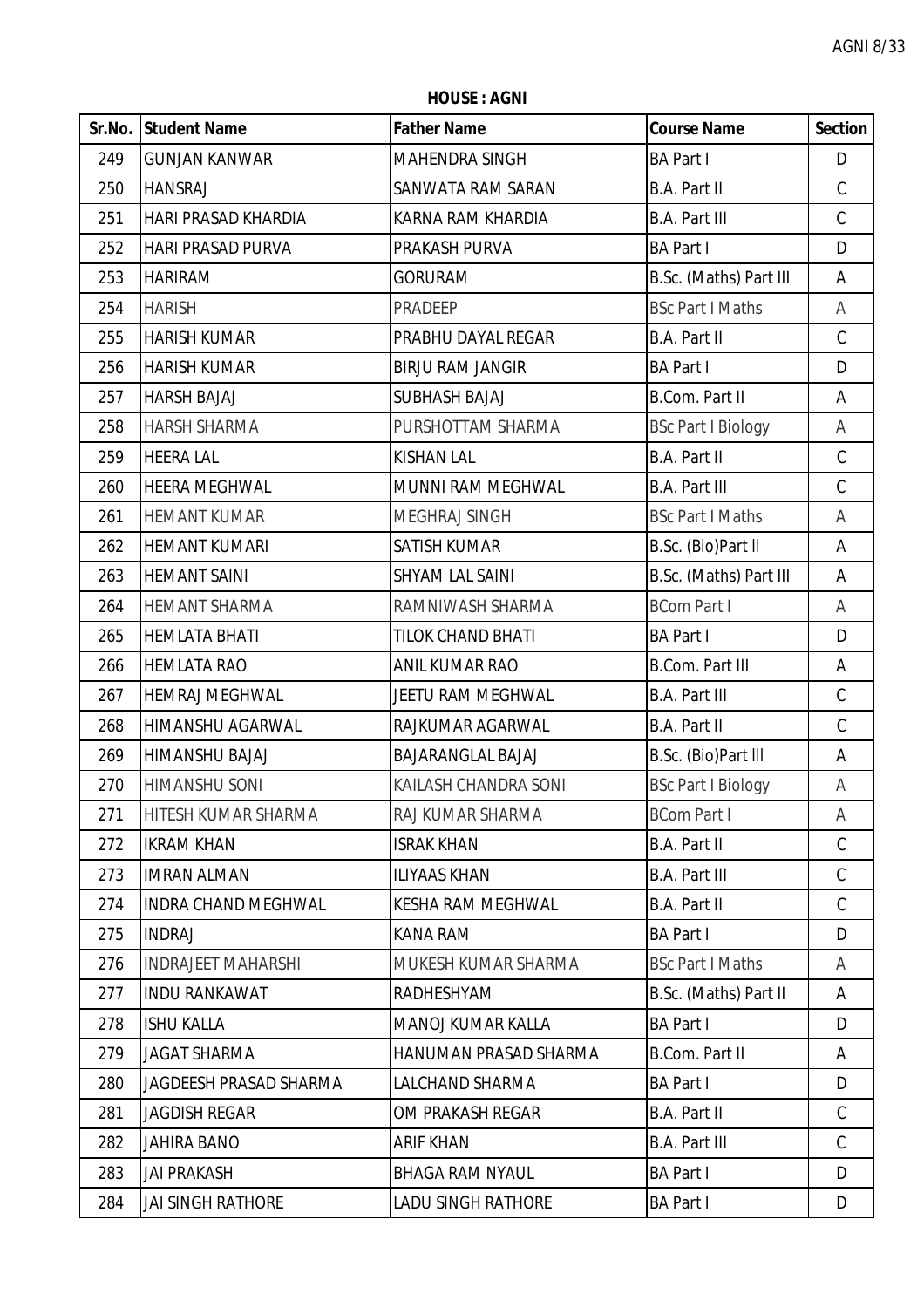**HOUSE : AGNI**

| Sr.No. | Student Name | Father Name | Course Name | Section |
|---|---|---|---|---|
| 249 | GUNJAN KANWAR | MAHENDRA SINGH | BA Part I | D |
| 250 | HANSRAJ | SANWATA RAM SARAN | B.A. Part II | C |
| 251 | HARI PRASAD KHARDIA | KARNA RAM KHARDIA | B.A. Part III | C |
| 252 | HARI PRASAD PURVA | PRAKASH PURVA | BA Part I | D |
| 253 | HARIRAM | GORURAM | B.Sc. (Maths) Part III | A |
| 254 | HARISH | PRADEEP | BSc Part I Maths | A |
| 255 | HARISH KUMAR | PRABHU DAYAL REGAR | B.A. Part II | C |
| 256 | HARISH KUMAR | BIRJU RAM JANGIR | BA Part I | D |
| 257 | HARSH BAJAJ | SUBHASH BAJAJ | B.Com. Part II | A |
| 258 | HARSH SHARMA | PURSHOTTAM SHARMA | BSc Part I Biology | A |
| 259 | HEERA LAL | KISHAN LAL | B.A. Part II | C |
| 260 | HEERA MEGHWAL | MUNNI RAM MEGHWAL | B.A. Part III | C |
| 261 | HEMANT KUMAR | MEGHRAJ SINGH | BSc Part I Maths | A |
| 262 | HEMANT KUMARI | SATISH KUMAR | B.Sc. (Bio)Part II | A |
| 263 | HEMANT SAINI | SHYAM LAL SAINI | B.Sc. (Maths) Part III | A |
| 264 | HEMANT SHARMA | RAMNIWASH SHARMA | BCom Part I | A |
| 265 | HEMLATA BHATI | TILOK CHAND BHATI | BA Part I | D |
| 266 | HEMLATA RAO | ANIL KUMAR RAO | B.Com. Part III | A |
| 267 | HEMRAJ MEGHWAL | JEETU RAM MEGHWAL | B.A. Part III | C |
| 268 | HIMANSHU AGARWAL | RAJKUMAR AGARWAL | B.A. Part II | C |
| 269 | HIMANSHU BAJAJ | BAJARANGLAL BAJAJ | B.Sc. (Bio)Part III | A |
| 270 | HIMANSHU SONI | KAILASH CHANDRA SONI | BSc Part I Biology | A |
| 271 | HITESH KUMAR SHARMA | RAJ KUMAR SHARMA | BCom Part I | A |
| 272 | IKRAM KHAN | ISRAK KHAN | B.A. Part II | C |
| 273 | IMRAN ALMAN | ILIYAAS KHAN | B.A. Part III | C |
| 274 | INDRA CHAND MEGHWAL | KESHA RAM MEGHWAL | B.A. Part II | C |
| 275 | INDRAJ | KANA RAM | BA Part I | D |
| 276 | INDRAJEET MAHARSHI | MUKESH KUMAR SHARMA | BSc Part I Maths | A |
| 277 | INDU RANKAWAT | RADHESHYAM | B.Sc. (Maths) Part II | A |
| 278 | ISHU KALLA | MANOJ KUMAR KALLA | BA Part I | D |
| 279 | JAGAT SHARMA | HANUMAN PRASAD SHARMA | B.Com. Part II | A |
| 280 | JAGDEESH PRASAD SHARMA | LALCHAND SHARMA | BA Part I | D |
| 281 | JAGDISH REGAR | OM PRAKASH REGAR | B.A. Part II | C |
| 282 | JAHIRA BANO | ARIF KHAN | B.A. Part III | C |
| 283 | JAI PRAKASH | BHAGA RAM NYAUL | BA Part I | D |
| 284 | JAI SINGH RATHORE | LADU SINGH RATHORE | BA Part I | D |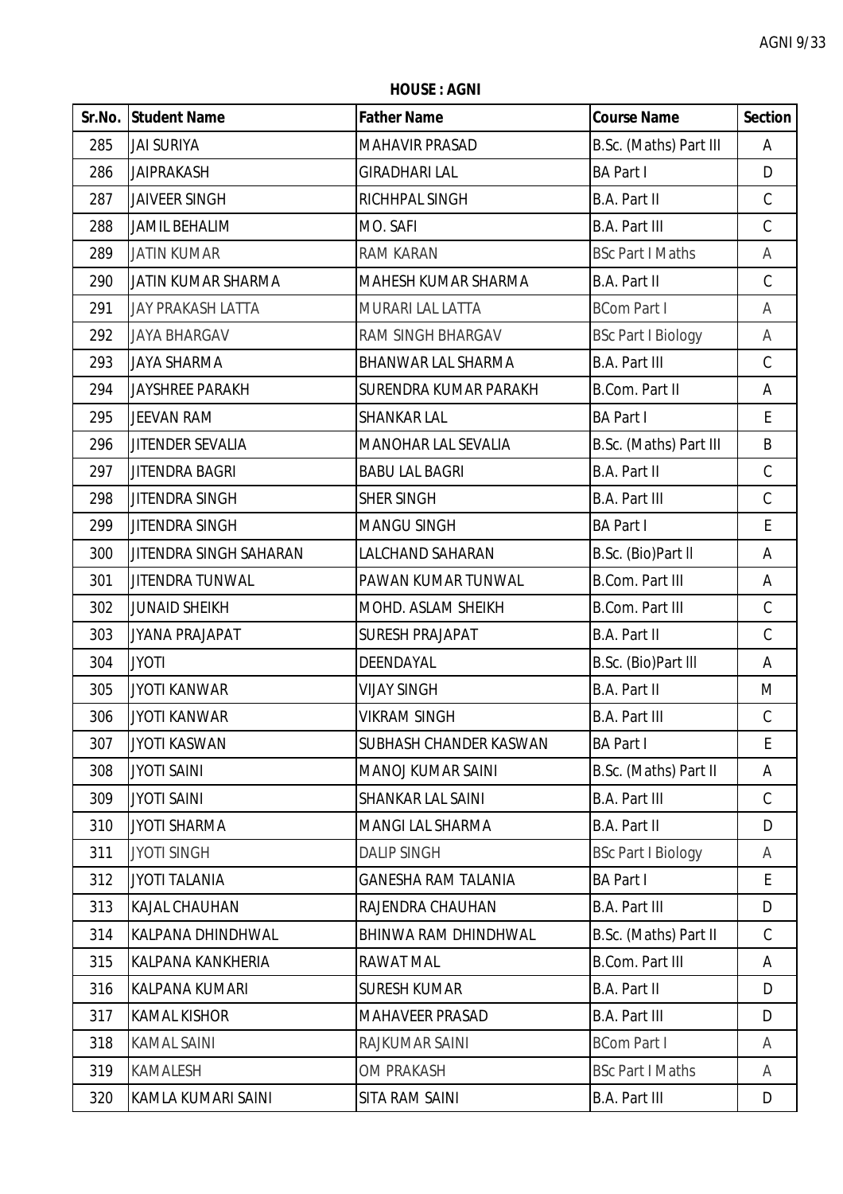**HOUSE : AGNI**

| Sr.No. | Student Name | Father Name | Course Name | Section |
|---|---|---|---|---|
| 285 | JAI SURIYA | MAHAVIR PRASAD | B.Sc. (Maths) Part III | A |
| 286 | JAIPRAKASH | GIRADHARI LAL | BA Part I | D |
| 287 | JAIVEER SINGH | RICHHPAL SINGH | B.A. Part II | C |
| 288 | JAMIL BEHALIM | MO. SAFI | B.A. Part III | C |
| 289 | JATIN KUMAR | RAM KARAN | BSc Part I Maths | A |
| 290 | JATIN KUMAR SHARMA | MAHESH KUMAR SHARMA | B.A. Part II | C |
| 291 | JAY PRAKASH LATTA | MURARI LAL LATTA | BCom Part I | A |
| 292 | JAYA BHARGAV | RAM SINGH BHARGAV | BSc Part I Biology | A |
| 293 | JAYA SHARMA | BHANWAR LAL SHARMA | B.A. Part III | C |
| 294 | JAYSHREE PARAKH | SURENDRA KUMAR PARAKH | B.Com. Part II | A |
| 295 | JEEVAN RAM | SHANKAR LAL | BA Part I | E |
| 296 | JITENDER SEVALIA | MANOHAR LAL SEVALIA | B.Sc. (Maths) Part III | B |
| 297 | JITENDRA BAGRI | BABU LAL BAGRI | B.A. Part II | C |
| 298 | JITENDRA SINGH | SHER SINGH | B.A. Part III | C |
| 299 | JITENDRA SINGH | MANGU SINGH | BA Part I | E |
| 300 | JITENDRA SINGH SAHARAN | LALCHAND SAHARAN | B.Sc. (Bio)Part ll | A |
| 301 | JITENDRA TUNWAL | PAWAN KUMAR TUNWAL | B.Com. Part III | A |
| 302 | JUNAID SHEIKH | MOHD. ASLAM SHEIKH | B.Com. Part III | C |
| 303 | JYANA PRAJAPAT | SURESH PRAJAPAT | B.A. Part II | C |
| 304 | JYOTI | DEENDAYAL | B.Sc. (Bio)Part lll | A |
| 305 | JYOTI KANWAR | VIJAY SINGH | B.A. Part II | M |
| 306 | JYOTI KANWAR | VIKRAM SINGH | B.A. Part III | C |
| 307 | JYOTI KASWAN | SUBHASH CHANDER KASWAN | BA Part I | E |
| 308 | JYOTI SAINI | MANOJ KUMAR SAINI | B.Sc. (Maths) Part II | A |
| 309 | JYOTI SAINI | SHANKAR LAL SAINI | B.A. Part III | C |
| 310 | JYOTI SHARMA | MANGI LAL SHARMA | B.A. Part II | D |
| 311 | JYOTI SINGH | DALIP SINGH | BSc Part I Biology | A |
| 312 | JYOTI TALANIA | GANESHA RAM TALANIA | BA Part I | E |
| 313 | KAJAL CHAUHAN | RAJENDRA CHAUHAN | B.A. Part III | D |
| 314 | KALPANA DHINDHWAL | BHINWA RAM DHINDHWAL | B.Sc. (Maths) Part II | C |
| 315 | KALPANA KANKHERIA | RAWAT MAL | B.Com. Part III | A |
| 316 | KALPANA KUMARI | SURESH KUMAR | B.A. Part II | D |
| 317 | KAMAL KISHOR | MAHAVEER PRASAD | B.A. Part III | D |
| 318 | KAMAL SAINI | RAJKUMAR SAINI | BCom Part I | A |
| 319 | KAMALESH | OM PRAKASH | BSc Part I Maths | A |
| 320 | KAMLA KUMARI SAINI | SITA RAM SAINI | B.A. Part III | D |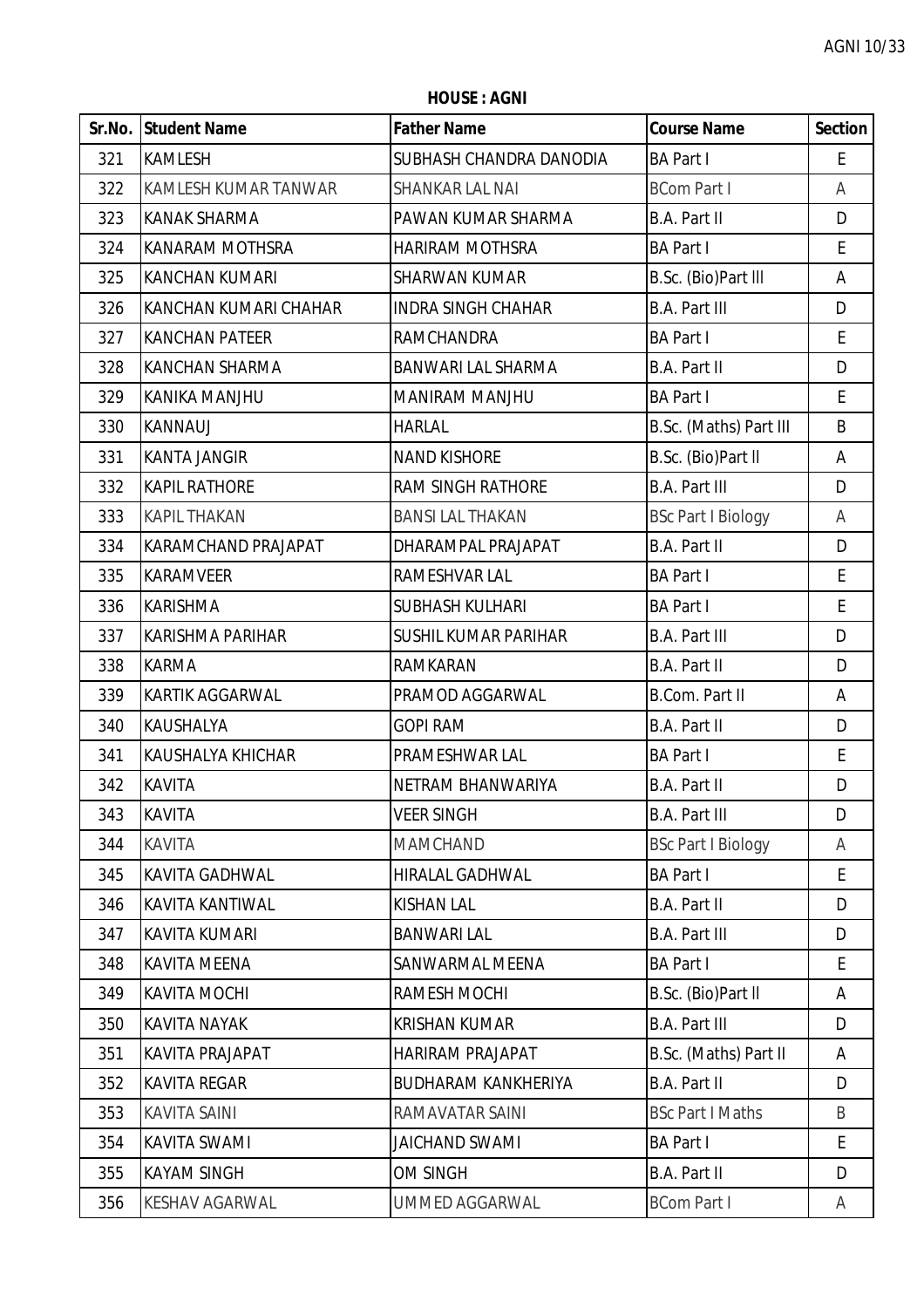**HOUSE : AGNI**

| Sr.No. | Student Name | Father Name | Course Name | Section |
|---|---|---|---|---|
| 321 | KAMLESH | SUBHASH CHANDRA DANODIA | BA Part I | E |
| 322 | KAMLESH KUMAR TANWAR | SHANKAR LAL NAI | BCom Part I | A |
| 323 | KANAK SHARMA | PAWAN KUMAR SHARMA | B.A. Part II | D |
| 324 | KANARAM MOTHSRA | HARIRAM MOTHSRA | BA Part I | E |
| 325 | KANCHAN KUMARI | SHARWAN KUMAR | B.Sc. (Bio)Part lll | A |
| 326 | KANCHAN KUMARI CHAHAR | INDRA SINGH CHAHAR | B.A. Part III | D |
| 327 | KANCHAN PATEER | RAMCHANDRA | BA Part I | E |
| 328 | KANCHAN SHARMA | BANWARI LAL SHARMA | B.A. Part II | D |
| 329 | KANIKA MANJHU | MANIRAM MANJHU | BA Part I | E |
| 330 | KANNAUJ | HARLAL | B.Sc. (Maths) Part III | B |
| 331 | KANTA JANGIR | NAND KISHORE | B.Sc. (Bio)Part ll | A |
| 332 | KAPIL RATHORE | RAM SINGH RATHORE | B.A. Part III | D |
| 333 | KAPIL THAKAN | BANSI LAL THAKAN | BSc Part I Biology | A |
| 334 | KARAMCHAND PRAJAPAT | DHARAMPAL PRAJAPAT | B.A. Part II | D |
| 335 | KARAMVEER | RAMESHVAR LAL | BA Part I | E |
| 336 | KARISHMA | SUBHASH KULHARI | BA Part I | E |
| 337 | KARISHMA PARIHAR | SUSHIL KUMAR PARIHAR | B.A. Part III | D |
| 338 | KARMA | RAMKARAN | B.A. Part II | D |
| 339 | KARTIK AGGARWAL | PRAMOD AGGARWAL | B.Com. Part II | A |
| 340 | KAUSHALYA | GOPI RAM | B.A. Part II | D |
| 341 | KAUSHALYA KHICHAR | PRAMESHWAR LAL | BA Part I | E |
| 342 | KAVITA | NETRAM BHANWARIYA | B.A. Part II | D |
| 343 | KAVITA | VEER SINGH | B.A. Part III | D |
| 344 | KAVITA | MAMCHAND | BSc Part I Biology | A |
| 345 | KAVITA GADHWAL | HIRALAL GADHWAL | BA Part I | E |
| 346 | KAVITA KANTIWAL | KISHAN LAL | B.A. Part II | D |
| 347 | KAVITA KUMARI | BANWARI LAL | B.A. Part III | D |
| 348 | KAVITA MEENA | SANWARMAL MEENA | BA Part I | E |
| 349 | KAVITA MOCHI | RAMESH MOCHI | B.Sc. (Bio)Part ll | A |
| 350 | KAVITA NAYAK | KRISHAN KUMAR | B.A. Part III | D |
| 351 | KAVITA PRAJAPAT | HARIRAM PRAJAPAT | B.Sc. (Maths) Part II | A |
| 352 | KAVITA REGAR | BUDHARAM KANKHERIYA | B.A. Part II | D |
| 353 | KAVITA SAINI | RAMAVATAR SAINI | BSc Part I Maths | B |
| 354 | KAVITA SWAMI | JAICHAND SWAMI | BA Part I | E |
| 355 | KAYAM SINGH | OM SINGH | B.A. Part II | D |
| 356 | KESHAV AGARWAL | UMMED AGGARWAL | BCom Part I | A |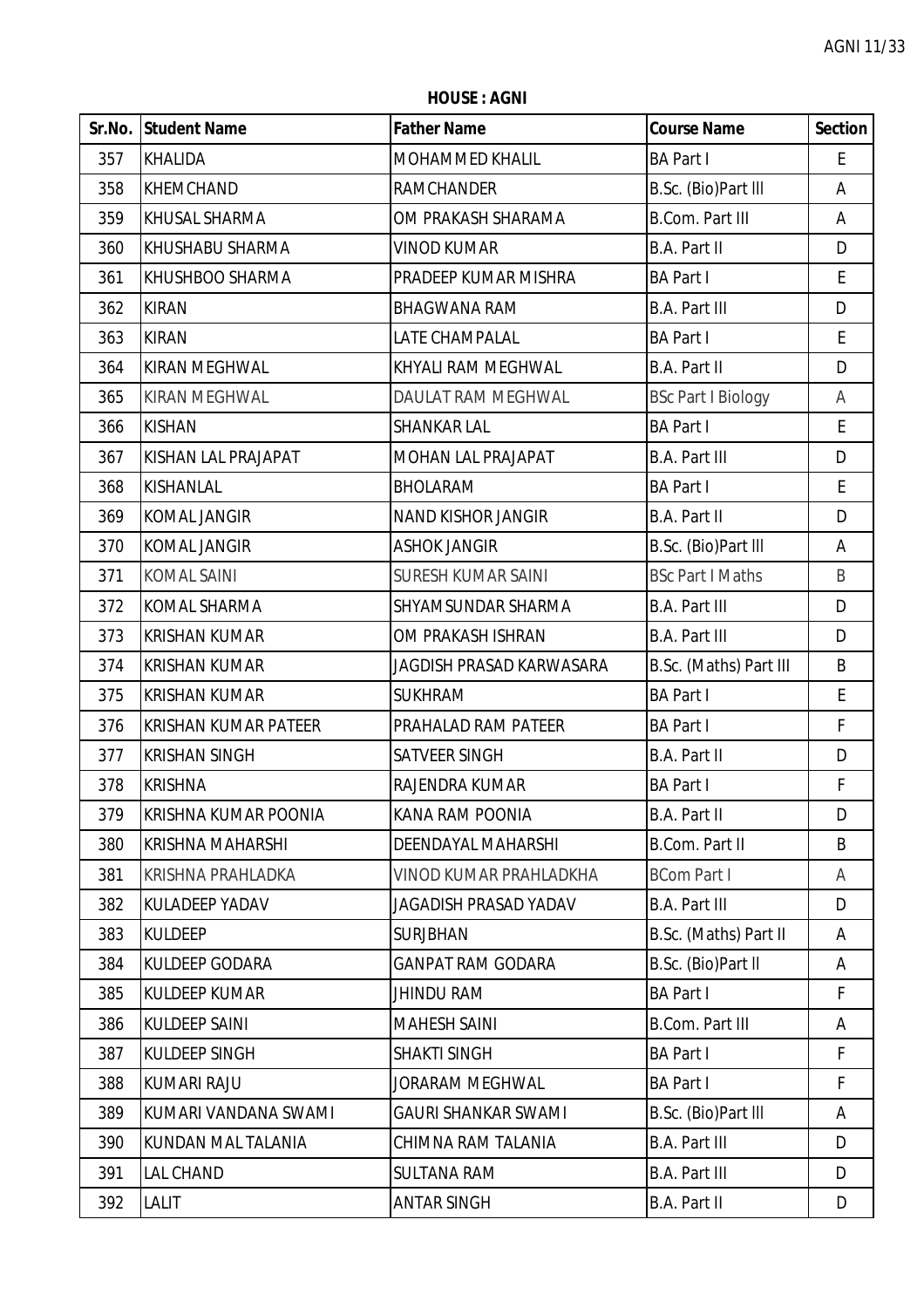**HOUSE : AGNI**

| Sr.No. | Student Name | Father Name | Course Name | Section |
|---|---|---|---|---|
| 357 | KHALIDA | MOHAMMED KHALIL | BA Part I | E |
| 358 | KHEMCHAND | RAMCHANDER | B.Sc. (Bio)Part lll | A |
| 359 | KHUSAL SHARMA | OM PRAKASH SHARAMA | B.Com. Part III | A |
| 360 | KHUSHABU SHARMA | VINOD KUMAR | B.A. Part II | D |
| 361 | KHUSHBOO SHARMA | PRADEEP KUMAR MISHRA | BA Part I | E |
| 362 | KIRAN | BHAGWANA RAM | B.A. Part III | D |
| 363 | KIRAN | LATE CHAMPALAL | BA Part I | E |
| 364 | KIRAN MEGHWAL | KHYALI RAM MEGHWAL | B.A. Part II | D |
| 365 | KIRAN MEGHWAL | DAULAT RAM MEGHWAL | BSc Part I Biology | A |
| 366 | KISHAN | SHANKAR LAL | BA Part I | E |
| 367 | KISHAN LAL PRAJAPAT | MOHAN LAL PRAJAPAT | B.A. Part III | D |
| 368 | KISHANLAL | BHOLARAM | BA Part I | E |
| 369 | KOMAL JANGIR | NAND KISHOR JANGIR | B.A. Part II | D |
| 370 | KOMAL JANGIR | ASHOK JANGIR | B.Sc. (Bio)Part lll | A |
| 371 | KOMAL SAINI | SURESH KUMAR SAINI | BSc Part I Maths | B |
| 372 | KOMAL SHARMA | SHYAMSUNDAR SHARMA | B.A. Part III | D |
| 373 | KRISHAN KUMAR | OM PRAKASH ISHRAN | B.A. Part III | D |
| 374 | KRISHAN KUMAR | JAGDISH PRASAD KARWASARA | B.Sc. (Maths) Part III | B |
| 375 | KRISHAN KUMAR | SUKHRAM | BA Part I | E |
| 376 | KRISHAN KUMAR PATEER | PRAHALAD RAM PATEER | BA Part I | F |
| 377 | KRISHAN SINGH | SATVEER SINGH | B.A. Part II | D |
| 378 | KRISHNA | RAJENDRA KUMAR | BA Part I | F |
| 379 | KRISHNA KUMAR POONIA | KANA RAM POONIA | B.A. Part II | D |
| 380 | KRISHNA MAHARSHI | DEENDAYAL MAHARSHI | B.Com. Part II | B |
| 381 | KRISHNA PRAHLADKA | VINOD KUMAR PRAHLADKHA | BCom Part I | A |
| 382 | KULADEEP YADAV | JAGADISH PRASAD YADAV | B.A. Part III | D |
| 383 | KULDEEP | SURJBHAN | B.Sc. (Maths) Part II | A |
| 384 | KULDEEP GODARA | GANPAT RAM GODARA | B.Sc. (Bio)Part ll | A |
| 385 | KULDEEP KUMAR | JHINDU RAM | BA Part I | F |
| 386 | KULDEEP SAINI | MAHESH SAINI | B.Com. Part III | A |
| 387 | KULDEEP SINGH | SHAKTI SINGH | BA Part I | F |
| 388 | KUMARI RAJU | JORARAM MEGHWAL | BA Part I | F |
| 389 | KUMARI VANDANA SWAMI | GAURI SHANKAR SWAMI | B.Sc. (Bio)Part lll | A |
| 390 | KUNDAN MAL TALANIA | CHIMNA RAM TALANIA | B.A. Part III | D |
| 391 | LAL CHAND | SULTANA RAM | B.A. Part III | D |
| 392 | LALIT | ANTAR SINGH | B.A. Part II | D |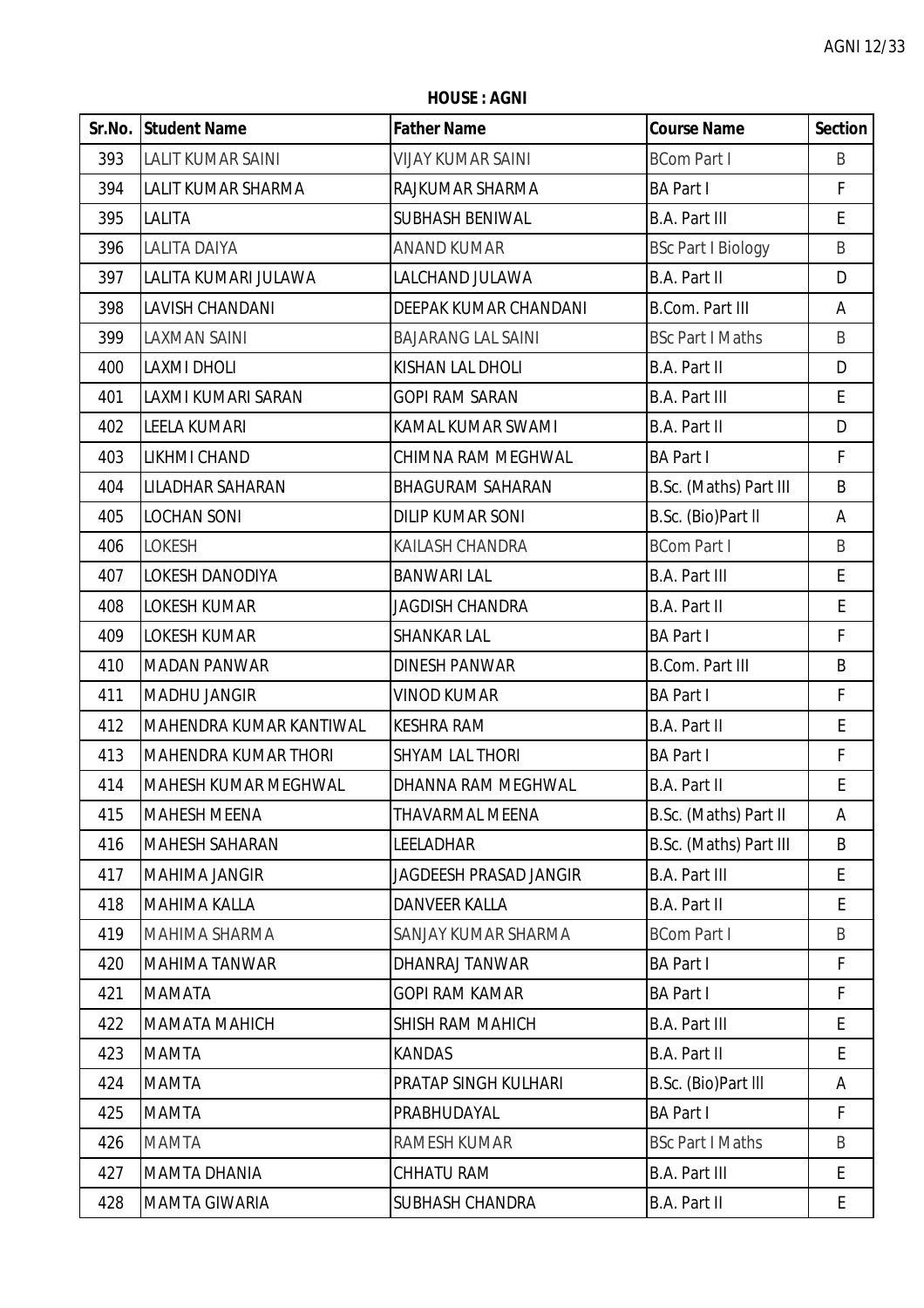**HOUSE : AGNI**

| Sr.No. | Student Name | Father Name | Course Name | Section |
|---|---|---|---|---|
| 393 | LALIT KUMAR SAINI | VIJAY KUMAR SAINI | BCom Part I | B |
| 394 | LALIT KUMAR SHARMA | RAJKUMAR SHARMA | BA Part I | F |
| 395 | LALITA | SUBHASH BENIWAL | B.A. Part III | E |
| 396 | LALITA DAIYA | ANAND KUMAR | BSc Part I Biology | B |
| 397 | LALITA KUMARI JULAWA | LALCHAND JULAWA | B.A. Part II | D |
| 398 | LAVISH CHANDANI | DEEPAK KUMAR CHANDANI | B.Com. Part III | A |
| 399 | LAXMAN SAINI | BAJARANG LAL SAINI | BSc Part I Maths | B |
| 400 | LAXMI DHOLI | KISHAN LAL DHOLI | B.A. Part II | D |
| 401 | LAXMI KUMARI SARAN | GOPI RAM SARAN | B.A. Part III | E |
| 402 | LEELA KUMARI | KAMAL KUMAR SWAMI | B.A. Part II | D |
| 403 | LIKHMI CHAND | CHIMNA RAM MEGHWAL | BA Part I | F |
| 404 | LILADHAR SAHARAN | BHAGURAM SAHARAN | B.Sc. (Maths) Part III | B |
| 405 | LOCHAN SONI | DILIP KUMAR SONI | B.Sc. (Bio)Part II | A |
| 406 | LOKESH | KAILASH CHANDRA | BCom Part I | B |
| 407 | LOKESH DANODIYA | BANWARI LAL | B.A. Part III | E |
| 408 | LOKESH KUMAR | JAGDISH CHANDRA | B.A. Part II | E |
| 409 | LOKESH KUMAR | SHANKAR LAL | BA Part I | F |
| 410 | MADAN PANWAR | DINESH PANWAR | B.Com. Part III | B |
| 411 | MADHU JANGIR | VINOD KUMAR | BA Part I | F |
| 412 | MAHENDRA KUMAR KANTIWAL | KESHRA RAM | B.A. Part II | E |
| 413 | MAHENDRA KUMAR THORI | SHYAM LAL THORI | BA Part I | F |
| 414 | MAHESH KUMAR MEGHWAL | DHANNA RAM MEGHWAL | B.A. Part II | E |
| 415 | MAHESH MEENA | THAVARMAL MEENA | B.Sc. (Maths) Part II | A |
| 416 | MAHESH SAHARAN | LEELADHAR | B.Sc. (Maths) Part III | B |
| 417 | MAHIMA JANGIR | JAGDEESH PRASAD JANGIR | B.A. Part III | E |
| 418 | MAHIMA KALLA | DANVEER KALLA | B.A. Part II | E |
| 419 | MAHIMA SHARMA | SANJAY KUMAR SHARMA | BCom Part I | B |
| 420 | MAHIMA TANWAR | DHANRAJ TANWAR | BA Part I | F |
| 421 | MAMATA | GOPI RAM KAMAR | BA Part I | F |
| 422 | MAMATA MAHICH | SHISH RAM MAHICH | B.A. Part III | E |
| 423 | MAMTA | KANDAS | B.A. Part II | E |
| 424 | MAMTA | PRATAP SINGH KULHARI | B.Sc. (Bio)Part III | A |
| 425 | MAMTA | PRABHUDAYAL | BA Part I | F |
| 426 | MAMTA | RAMESH KUMAR | BSc Part I Maths | B |
| 427 | MAMTA DHANIA | CHHATU RAM | B.A. Part III | E |
| 428 | MAMTA GIWARIA | SUBHASH CHANDRA | B.A. Part II | E |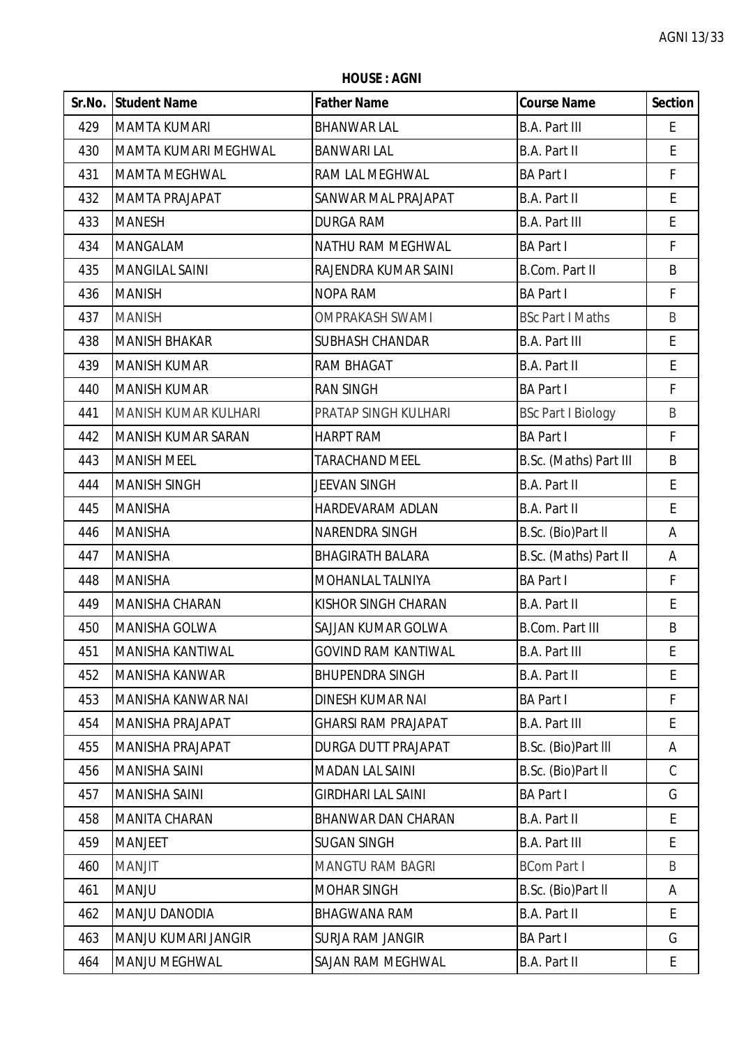**HOUSE : AGNI**

| Sr.No. | Student Name | Father Name | Course Name | Section |
|---|---|---|---|---|
| 429 | MAMTA KUMARI | BHANWAR LAL | B.A. Part III | E |
| 430 | MAMTA KUMARI MEGHWAL | BANWARI LAL | B.A. Part II | E |
| 431 | MAMTA MEGHWAL | RAM LAL MEGHWAL | BA Part I | F |
| 432 | MAMTA PRAJAPAT | SANWAR MAL PRAJAPAT | B.A. Part II | E |
| 433 | MANESH | DURGA RAM | B.A. Part III | E |
| 434 | MANGALAM | NATHU RAM MEGHWAL | BA Part I | F |
| 435 | MANGILAL SAINI | RAJENDRA KUMAR SAINI | B.Com. Part II | B |
| 436 | MANISH | NOPA RAM | BA Part I | F |
| 437 | MANISH | OMPRAKASH SWAMI | BSc Part I Maths | B |
| 438 | MANISH BHAKAR | SUBHASH CHANDAR | B.A. Part III | E |
| 439 | MANISH KUMAR | RAM BHAGAT | B.A. Part II | E |
| 440 | MANISH KUMAR | RAN SINGH | BA Part I | F |
| 441 | MANISH KUMAR KULHARI | PRATAP SINGH KULHARI | BSc Part I Biology | B |
| 442 | MANISH KUMAR SARAN | HARPT RAM | BA Part I | F |
| 443 | MANISH MEEL | TARACHAND MEEL | B.Sc. (Maths) Part III | B |
| 444 | MANISH SINGH | JEEVAN SINGH | B.A. Part II | E |
| 445 | MANISHA | HARDEVARAM ADLAN | B.A. Part II | E |
| 446 | MANISHA | NARENDRA SINGH | B.Sc. (Bio)Part ll | A |
| 447 | MANISHA | BHAGIRATH BALARA | B.Sc. (Maths) Part II | A |
| 448 | MANISHA | MOHANLAL TALNIYA | BA Part I | F |
| 449 | MANISHA CHARAN | KISHOR SINGH CHARAN | B.A. Part II | E |
| 450 | MANISHA GOLWA | SAJJAN KUMAR GOLWA | B.Com. Part III | B |
| 451 | MANISHA KANTIWAL | GOVIND RAM KANTIWAL | B.A. Part III | E |
| 452 | MANISHA KANWAR | BHUPENDRA SINGH | B.A. Part II | E |
| 453 | MANISHA KANWAR NAI | DINESH KUMAR NAI | BA Part I | F |
| 454 | MANISHA PRAJAPAT | GHARSI RAM PRAJAPAT | B.A. Part III | E |
| 455 | MANISHA PRAJAPAT | DURGA DUTT PRAJAPAT | B.Sc. (Bio)Part lll | A |
| 456 | MANISHA SAINI | MADAN LAL SAINI | B.Sc. (Bio)Part ll | C |
| 457 | MANISHA SAINI | GIRDHARI LAL SAINI | BA Part I | G |
| 458 | MANITA CHARAN | BHANWAR DAN CHARAN | B.A. Part II | E |
| 459 | MANJEET | SUGAN SINGH | B.A. Part III | E |
| 460 | MANJIT | MANGTU RAM BAGRI | BCom Part I | B |
| 461 | MANJU | MOHAR SINGH | B.Sc. (Bio)Part ll | A |
| 462 | MANJU DANODIA | BHAGWANA RAM | B.A. Part II | E |
| 463 | MANJU KUMARI JANGIR | SURJA RAM JANGIR | BA Part I | G |
| 464 | MANJU MEGHWAL | SAJAN RAM MEGHWAL | B.A. Part II | E |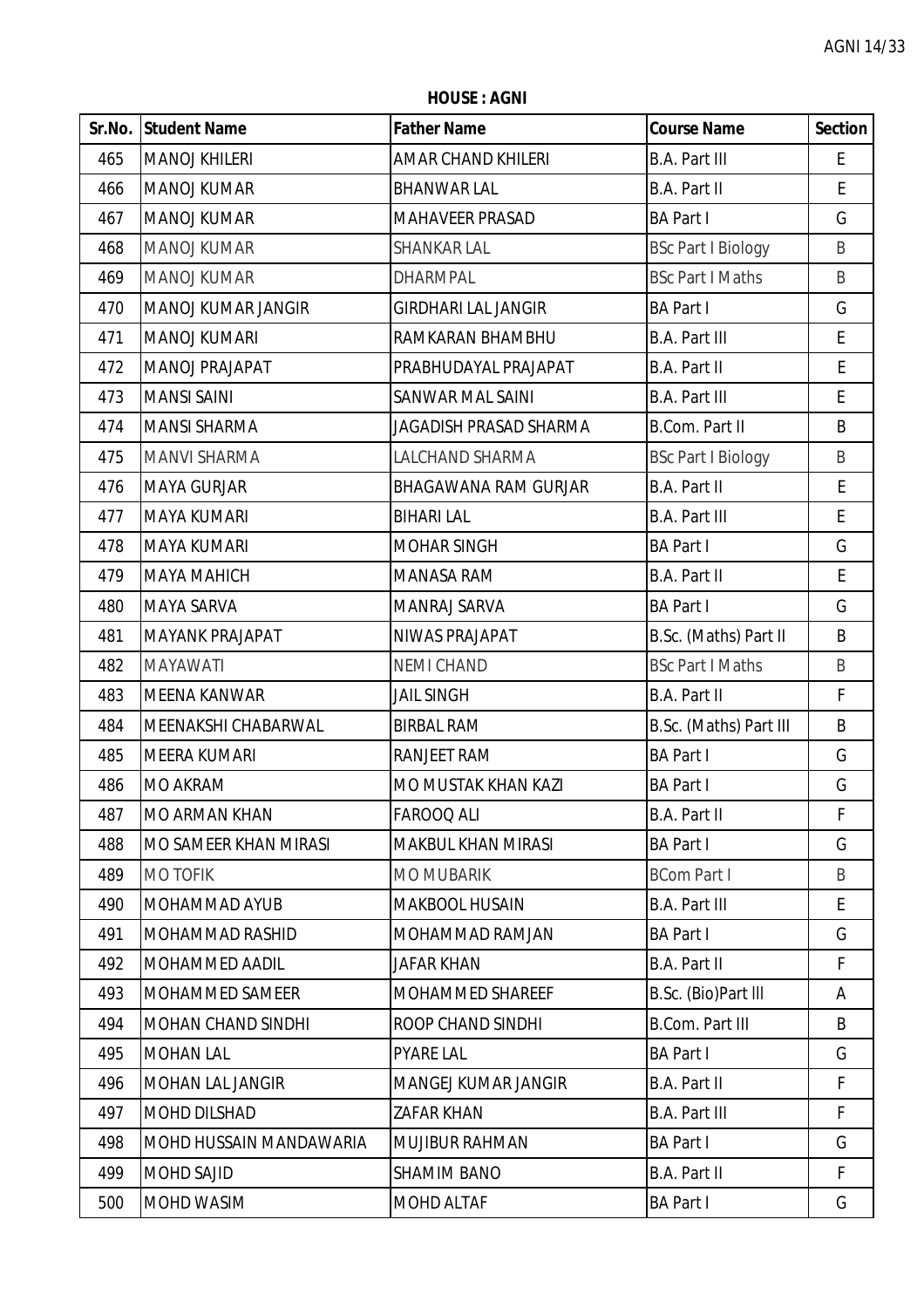**HOUSE : AGNI**

| Sr.No. | Student Name | Father Name | Course Name | Section |
|---|---|---|---|---|
| 465 | MANOJ KHILERI | AMAR CHAND KHILERI | B.A. Part III | E |
| 466 | MANOJ KUMAR | BHANWAR LAL | B.A. Part II | E |
| 467 | MANOJ KUMAR | MAHAVEER PRASAD | BA Part I | G |
| 468 | MANOJ KUMAR | SHANKAR LAL | BSc Part I Biology | B |
| 469 | MANOJ KUMAR | DHARMPAL | BSc Part I Maths | B |
| 470 | MANOJ KUMAR JANGIR | GIRDHARI LAL JANGIR | BA Part I | G |
| 471 | MANOJ KUMARI | RAMKARAN BHAMBHU | B.A. Part III | E |
| 472 | MANOJ PRAJAPAT | PRABHUDAYAL PRAJAPAT | B.A. Part II | E |
| 473 | MANSI SAINI | SANWAR MAL SAINI | B.A. Part III | E |
| 474 | MANSI SHARMA | JAGADISH PRASAD SHARMA | B.Com. Part II | B |
| 475 | MANVI SHARMA | LALCHAND SHARMA | BSc Part I Biology | B |
| 476 | MAYA GURJAR | BHAGAWANA RAM GURJAR | B.A. Part II | E |
| 477 | MAYA KUMARI | BIHARI LAL | B.A. Part III | E |
| 478 | MAYA KUMARI | MOHAR SINGH | BA Part I | G |
| 479 | MAYA MAHICH | MANASA RAM | B.A. Part II | E |
| 480 | MAYA SARVA | MANRAJ SARVA | BA Part I | G |
| 481 | MAYANK PRAJAPAT | NIWAS PRAJAPAT | B.Sc. (Maths) Part II | B |
| 482 | MAYAWATI | NEMI CHAND | BSc Part I Maths | B |
| 483 | MEENA KANWAR | JAIL SINGH | B.A. Part II | F |
| 484 | MEENAKSHI CHABARWAL | BIRBAL RAM | B.Sc. (Maths) Part III | B |
| 485 | MEERA KUMARI | RANJEET RAM | BA Part I | G |
| 486 | MO AKRAM | MO MUSTAK KHAN KAZI | BA Part I | G |
| 487 | MO ARMAN KHAN | FAROOQ ALI | B.A. Part II | F |
| 488 | MO SAMEER KHAN MIRASI | MAKBUL KHAN MIRASI | BA Part I | G |
| 489 | MO TOFIK | MO MUBARIK | BCom Part I | B |
| 490 | MOHAMMAD AYUB | MAKBOOL HUSAIN | B.A. Part III | E |
| 491 | MOHAMMAD RASHID | MOHAMMAD RAMJAN | BA Part I | G |
| 492 | MOHAMMED AADIL | JAFAR KHAN | B.A. Part II | F |
| 493 | MOHAMMED SAMEER | MOHAMMED SHAREEF | B.Sc. (Bio)Part lll | A |
| 494 | MOHAN CHAND SINDHI | ROOP CHAND SINDHI | B.Com. Part III | B |
| 495 | MOHAN LAL | PYARE LAL | BA Part I | G |
| 496 | MOHAN LAL JANGIR | MANGEJ KUMAR JANGIR | B.A. Part II | F |
| 497 | MOHD DILSHAD | ZAFAR KHAN | B.A. Part III | F |
| 498 | MOHD HUSSAIN MANDAWARIA | MUJIBUR RAHMAN | BA Part I | G |
| 499 | MOHD SAJID | SHAMIM BANO | B.A. Part II | F |
| 500 | MOHD WASIM | MOHD ALTAF | BA Part I | G |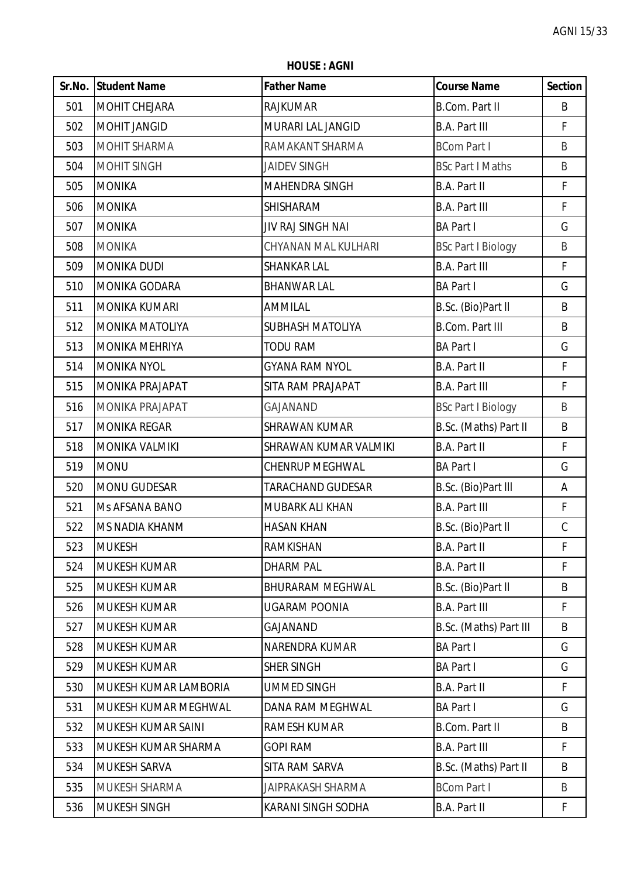**HOUSE : AGNI**

| Sr.No. | Student Name | Father Name | Course Name | Section |
|---|---|---|---|---|
| 501 | MOHIT CHEJARA | RAJKUMAR | B.Com. Part II | B |
| 502 | MOHIT JANGID | MURARI LAL JANGID | B.A. Part III | F |
| 503 | MOHIT SHARMA | RAMAKANT SHARMA | BCom Part I | B |
| 504 | MOHIT SINGH | JAIDEV SINGH | BSc Part I Maths | B |
| 505 | MONIKA | MAHENDRA SINGH | B.A. Part II | F |
| 506 | MONIKA | SHISHARAM | B.A. Part III | F |
| 507 | MONIKA | JIV RAJ SINGH NAI | BA Part I | G |
| 508 | MONIKA | CHYANAN MAL KULHARI | BSc Part I Biology | B |
| 509 | MONIKA DUDI | SHANKAR LAL | B.A. Part III | F |
| 510 | MONIKA GODARA | BHANWAR LAL | BA Part I | G |
| 511 | MONIKA KUMARI | AMMILAL | B.Sc. (Bio)Part II | B |
| 512 | MONIKA MATOLIYA | SUBHASH MATOLIYA | B.Com. Part III | B |
| 513 | MONIKA MEHRIYA | TODU RAM | BA Part I | G |
| 514 | MONIKA NYOL | GYANA RAM NYOL | B.A. Part II | F |
| 515 | MONIKA PRAJAPAT | SITA RAM PRAJAPAT | B.A. Part III | F |
| 516 | MONIKA PRAJAPAT | GAJANAND | BSc Part I Biology | B |
| 517 | MONIKA REGAR | SHRAWAN KUMAR | B.Sc. (Maths) Part II | B |
| 518 | MONIKA VALMIKI | SHRAWAN KUMAR VALMIKI | B.A. Part II | F |
| 519 | MONU | CHENRUP MEGHWAL | BA Part I | G |
| 520 | MONU GUDESAR | TARACHAND GUDESAR | B.Sc. (Bio)Part III | A |
| 521 | Ms AFSANA BANO | MUBARK ALI KHAN | B.A. Part III | F |
| 522 | MS NADIA KHANM | HASAN KHAN | B.Sc. (Bio)Part II | C |
| 523 | MUKESH | RAMKISHAN | B.A. Part II | F |
| 524 | MUKESH KUMAR | DHARM PAL | B.A. Part II | F |
| 525 | MUKESH KUMAR | BHURARAM MEGHWAL | B.Sc. (Bio)Part II | B |
| 526 | MUKESH KUMAR | UGARAM POONIA | B.A. Part III | F |
| 527 | MUKESH KUMAR | GAJANAND | B.Sc. (Maths) Part III | B |
| 528 | MUKESH KUMAR | NARENDRA KUMAR | BA Part I | G |
| 529 | MUKESH KUMAR | SHER SINGH | BA Part I | G |
| 530 | MUKESH KUMAR LAMBORIA | UMMED SINGH | B.A. Part II | F |
| 531 | MUKESH KUMAR MEGHWAL | DANA RAM MEGHWAL | BA Part I | G |
| 532 | MUKESH KUMAR SAINI | RAMESH KUMAR | B.Com. Part II | B |
| 533 | MUKESH KUMAR SHARMA | GOPI RAM | B.A. Part III | F |
| 534 | MUKESH SARVA | SITA RAM SARVA | B.Sc. (Maths) Part II | B |
| 535 | MUKESH SHARMA | JAIPRAKASH SHARMA | BCom Part I | B |
| 536 | MUKESH SINGH | KARANI SINGH SODHA | B.A. Part II | F |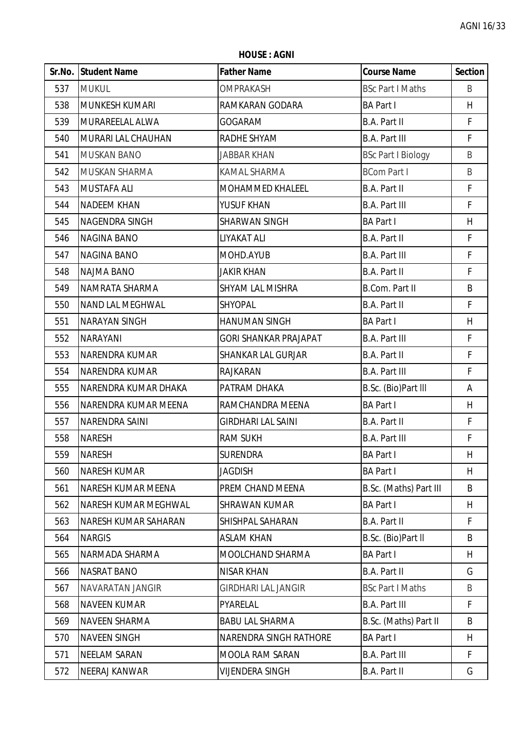**HOUSE : AGNI**

| Sr.No. | Student Name | Father Name | Course Name | Section |
|---|---|---|---|---|
| 537 | MUKUL | OMPRAKASH | BSc Part I Maths | B |
| 538 | MUNKESH KUMARI | RAMKARAN GODARA | BA Part I | H |
| 539 | MURAREELAL ALWA | GOGARAM | B.A. Part II | F |
| 540 | MURARI LAL CHAUHAN | RADHE SHYAM | B.A. Part III | F |
| 541 | MUSKAN BANO | JABBAR KHAN | BSc Part I Biology | B |
| 542 | MUSKAN SHARMA | KAMAL SHARMA | BCom Part I | B |
| 543 | MUSTAFA ALI | MOHAMMED KHALEEL | B.A. Part II | F |
| 544 | NADEEM KHAN | YUSUF KHAN | B.A. Part III | F |
| 545 | NAGENDRA SINGH | SHARWAN SINGH | BA Part I | H |
| 546 | NAGINA BANO | LIYAKAT ALI | B.A. Part II | F |
| 547 | NAGINA BANO | MOHD.AYUB | B.A. Part III | F |
| 548 | NAJMA BANO | JAKIR KHAN | B.A. Part II | F |
| 549 | NAMRATA SHARMA | SHYAM LAL MISHRA | B.Com. Part II | B |
| 550 | NAND LAL MEGHWAL | SHYOPAL | B.A. Part II | F |
| 551 | NARAYAN SINGH | HANUMAN SINGH | BA Part I | H |
| 552 | NARAYANI | GORI SHANKAR PRAJAPAT | B.A. Part III | F |
| 553 | NARENDRA KUMAR | SHANKAR LAL GURJAR | B.A. Part II | F |
| 554 | NARENDRA KUMAR | RAJKARAN | B.A. Part III | F |
| 555 | NARENDRA KUMAR DHAKA | PATRAM DHAKA | B.Sc. (Bio)Part III | A |
| 556 | NARENDRA KUMAR MEENA | RAMCHANDRA MEENA | BA Part I | H |
| 557 | NARENDRA SAINI | GIRDHARI LAL SAINI | B.A. Part II | F |
| 558 | NARESH | RAM SUKH | B.A. Part III | F |
| 559 | NARESH | SURENDRA | BA Part I | H |
| 560 | NARESH KUMAR | JAGDISH | BA Part I | H |
| 561 | NARESH KUMAR MEENA | PREM CHAND MEENA | B.Sc. (Maths) Part III | B |
| 562 | NARESH KUMAR MEGHWAL | SHRAWAN KUMAR | BA Part I | H |
| 563 | NARESH KUMAR SAHARAN | SHISHPAL SAHARAN | B.A. Part II | F |
| 564 | NARGIS | ASLAM KHAN | B.Sc. (Bio)Part II | B |
| 565 | NARMADA SHARMA | MOOLCHAND SHARMA | BA Part I | H |
| 566 | NASRAT BANO | NISAR KHAN | B.A. Part II | G |
| 567 | NAVARATAN JANGIR | GIRDHARI LAL JANGIR | BSc Part I Maths | B |
| 568 | NAVEEN KUMAR | PYARELAL | B.A. Part III | F |
| 569 | NAVEEN SHARMA | BABU LAL SHARMA | B.Sc. (Maths) Part II | B |
| 570 | NAVEEN SINGH | NARENDRA SINGH RATHORE | BA Part I | H |
| 571 | NEELAM SARAN | MOOLA RAM SARAN | B.A. Part III | F |
| 572 | NEERAJ KANWAR | VIJENDERA SINGH | B.A. Part II | G |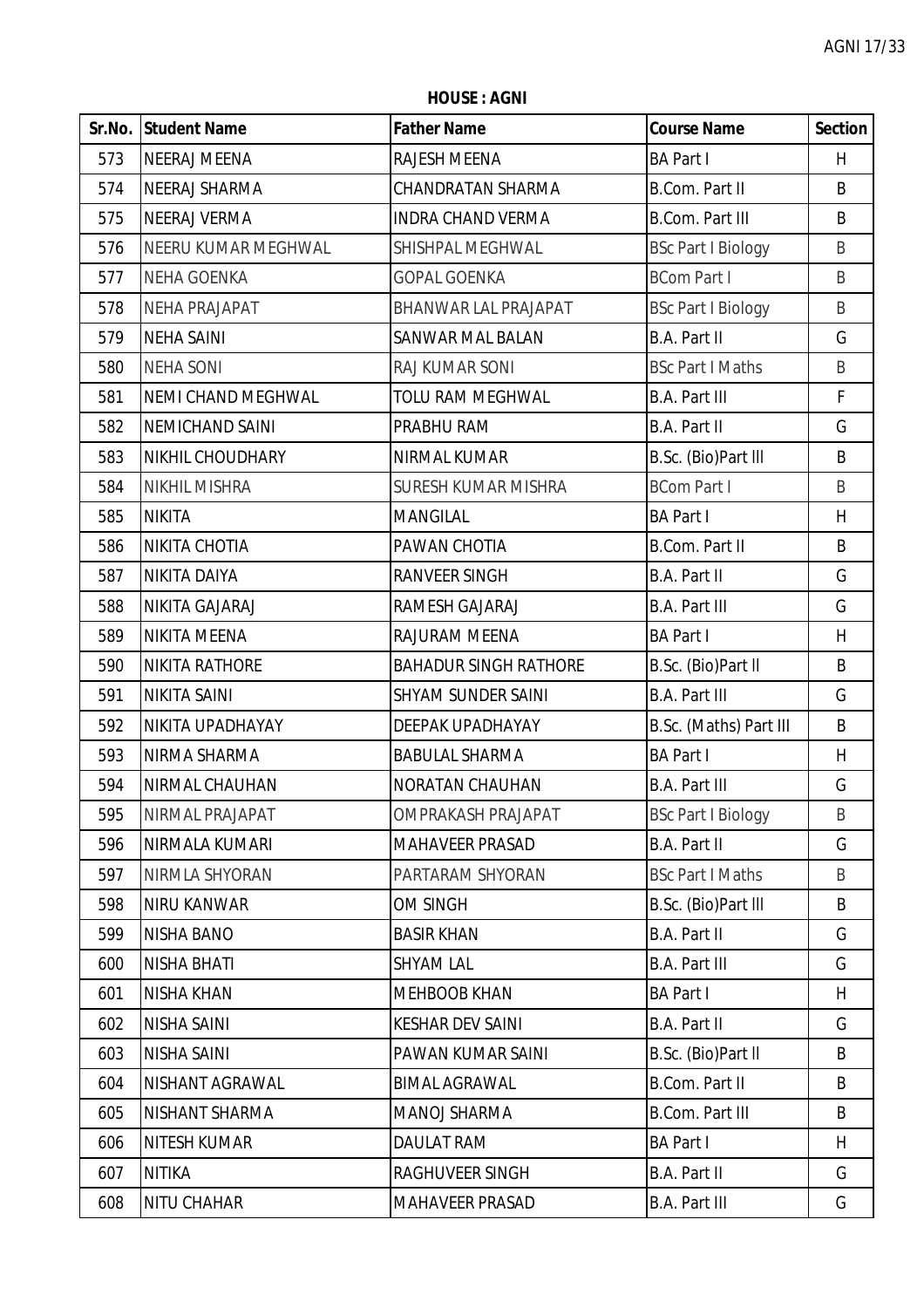**HOUSE : AGNI**

| Sr.No. | Student Name | Father Name | Course Name | Section |
|---|---|---|---|---|
| 573 | NEERAJ MEENA | RAJESH MEENA | BA Part I | H |
| 574 | NEERAJ SHARMA | CHANDRATAN SHARMA | B.Com. Part II | B |
| 575 | NEERAJ VERMA | INDRA CHAND VERMA | B.Com. Part III | B |
| 576 | NEERU KUMAR MEGHWAL | SHISHPAL MEGHWAL | BSc Part I Biology | B |
| 577 | NEHA GOENKA | GOPAL GOENKA | BCom Part I | B |
| 578 | NEHA PRAJAPAT | BHANWAR LAL PRAJAPAT | BSc Part I Biology | B |
| 579 | NEHA SAINI | SANWAR MAL BALAN | B.A. Part II | G |
| 580 | NEHA SONI | RAJ KUMAR SONI | BSc Part I Maths | B |
| 581 | NEMI CHAND MEGHWAL | TOLU RAM MEGHWAL | B.A. Part III | F |
| 582 | NEMICHAND SAINI | PRABHU RAM | B.A. Part II | G |
| 583 | NIKHIL CHOUDHARY | NIRMAL KUMAR | B.Sc. (Bio)Part III | B |
| 584 | NIKHIL MISHRA | SURESH KUMAR MISHRA | BCom Part I | B |
| 585 | NIKITA | MANGILAL | BA Part I | H |
| 586 | NIKITA CHOTIA | PAWAN CHOTIA | B.Com. Part II | B |
| 587 | NIKITA DAIYA | RANVEER SINGH | B.A. Part II | G |
| 588 | NIKITA GAJARAJ | RAMESH GAJARAJ | B.A. Part III | G |
| 589 | NIKITA MEENA | RAJURAM MEENA | BA Part I | H |
| 590 | NIKITA RATHORE | BAHADUR SINGH RATHORE | B.Sc. (Bio)Part II | B |
| 591 | NIKITA SAINI | SHYAM SUNDER SAINI | B.A. Part III | G |
| 592 | NIKITA UPADHAYAY | DEEPAK UPADHAYAY | B.Sc. (Maths) Part III | B |
| 593 | NIRMA SHARMA | BABULAL SHARMA | BA Part I | H |
| 594 | NIRMAL CHAUHAN | NORATAN CHAUHAN | B.A. Part III | G |
| 595 | NIRMAL PRAJAPAT | OMPRAKASH PRAJAPAT | BSc Part I Biology | B |
| 596 | NIRMALA KUMARI | MAHAVEER PRASAD | B.A. Part II | G |
| 597 | NIRMLA SHYORAN | PARTARAM SHYORAN | BSc Part I Maths | B |
| 598 | NIRU KANWAR | OM SINGH | B.Sc. (Bio)Part III | B |
| 599 | NISHA BANO | BASIR KHAN | B.A. Part II | G |
| 600 | NISHA BHATI | SHYAM LAL | B.A. Part III | G |
| 601 | NISHA KHAN | MEHBOOB KHAN | BA Part I | H |
| 602 | NISHA SAINI | KESHAR DEV SAINI | B.A. Part II | G |
| 603 | NISHA SAINI | PAWAN KUMAR SAINI | B.Sc. (Bio)Part II | B |
| 604 | NISHANT AGRAWAL | BIMAL AGRAWAL | B.Com. Part II | B |
| 605 | NISHANT SHARMA | MANOJ SHARMA | B.Com. Part III | B |
| 606 | NITESH KUMAR | DAULAT RAM | BA Part I | H |
| 607 | NITIKA | RAGHUVEER SINGH | B.A. Part II | G |
| 608 | NITU CHAHAR | MAHAVEER PRASAD | B.A. Part III | G |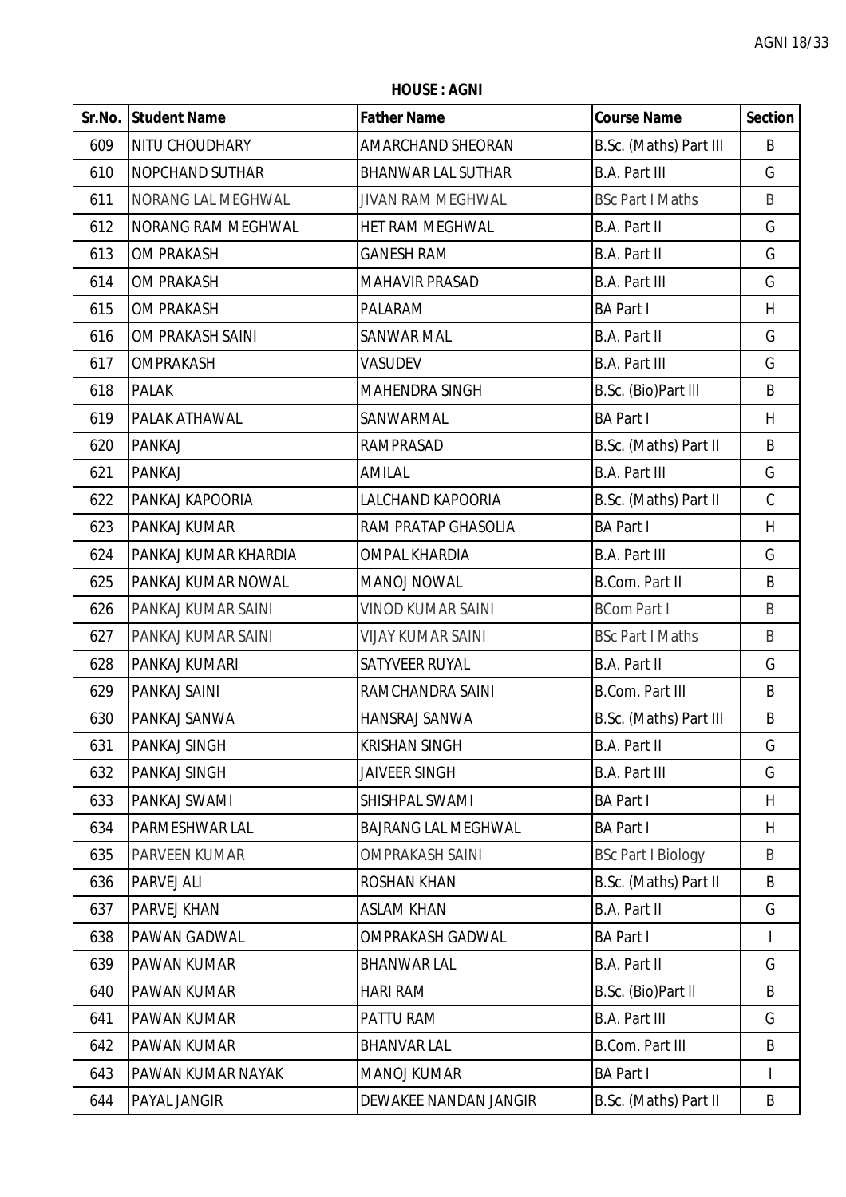**HOUSE : AGNI**

| Sr.No. | Student Name | Father Name | Course Name | Section |
|---|---|---|---|---|
| 609 | NITU CHOUDHARY | AMARCHAND SHEORAN | B.Sc. (Maths) Part III | B |
| 610 | NOPCHAND SUTHAR | BHANWAR LAL SUTHAR | B.A. Part III | G |
| 611 | NORANG LAL MEGHWAL | JIVAN RAM MEGHWAL | BSc Part I Maths | B |
| 612 | NORANG RAM MEGHWAL | HET RAM MEGHWAL | B.A. Part II | G |
| 613 | OM PRAKASH | GANESH RAM | B.A. Part II | G |
| 614 | OM PRAKASH | MAHAVIR PRASAD | B.A. Part III | G |
| 615 | OM PRAKASH | PALARAM | BA Part I | H |
| 616 | OM PRAKASH SAINI | SANWAR MAL | B.A. Part II | G |
| 617 | OMPRAKASH | VASUDEV | B.A. Part III | G |
| 618 | PALAK | MAHENDRA SINGH | B.Sc. (Bio)Part III | B |
| 619 | PALAK ATHAWAL | SANWARMAL | BA Part I | H |
| 620 | PANKAJ | RAMPRASAD | B.Sc. (Maths) Part II | B |
| 621 | PANKAJ | AMILAL | B.A. Part III | G |
| 622 | PANKAJ KAPOORIA | LALCHAND KAPOORIA | B.Sc. (Maths) Part II | C |
| 623 | PANKAJ KUMAR | RAM PRATAP GHASOLIA | BA Part I | H |
| 624 | PANKAJ KUMAR KHARDIA | OMPAL KHARDIA | B.A. Part III | G |
| 625 | PANKAJ KUMAR NOWAL | MANOJ NOWAL | B.Com. Part II | B |
| 626 | PANKAJ KUMAR SAINI | VINOD KUMAR SAINI | BCom Part I | B |
| 627 | PANKAJ KUMAR SAINI | VIJAY KUMAR SAINI | BSc Part I Maths | B |
| 628 | PANKAJ KUMARI | SATYVEER RUYAL | B.A. Part II | G |
| 629 | PANKAJ SAINI | RAMCHANDRA SAINI | B.Com. Part III | B |
| 630 | PANKAJ SANWA | HANSRAJ SANWA | B.Sc. (Maths) Part III | B |
| 631 | PANKAJ SINGH | KRISHAN SINGH | B.A. Part II | G |
| 632 | PANKAJ SINGH | JAIVEER SINGH | B.A. Part III | G |
| 633 | PANKAJ SWAMI | SHISHPAL SWAMI | BA Part I | H |
| 634 | PARMESHWAR LAL | BAJRANG LAL MEGHWAL | BA Part I | H |
| 635 | PARVEEN KUMAR | OMPRAKASH SAINI | BSc Part I Biology | B |
| 636 | PARVEJ ALI | ROSHAN KHAN | B.Sc. (Maths) Part II | B |
| 637 | PARVEJ KHAN | ASLAM KHAN | B.A. Part II | G |
| 638 | PAWAN GADWAL | OMPRAKASH GADWAL | BA Part I | I |
| 639 | PAWAN KUMAR | BHANWAR LAL | B.A. Part II | G |
| 640 | PAWAN KUMAR | HARI RAM | B.Sc. (Bio)Part II | B |
| 641 | PAWAN KUMAR | PATTU RAM | B.A. Part III | G |
| 642 | PAWAN KUMAR | BHANVAR LAL | B.Com. Part III | B |
| 643 | PAWAN KUMAR NAYAK | MANOJ KUMAR | BA Part I | I |
| 644 | PAYAL JANGIR | DEWAKEE NANDAN JANGIR | B.Sc. (Maths) Part II | B |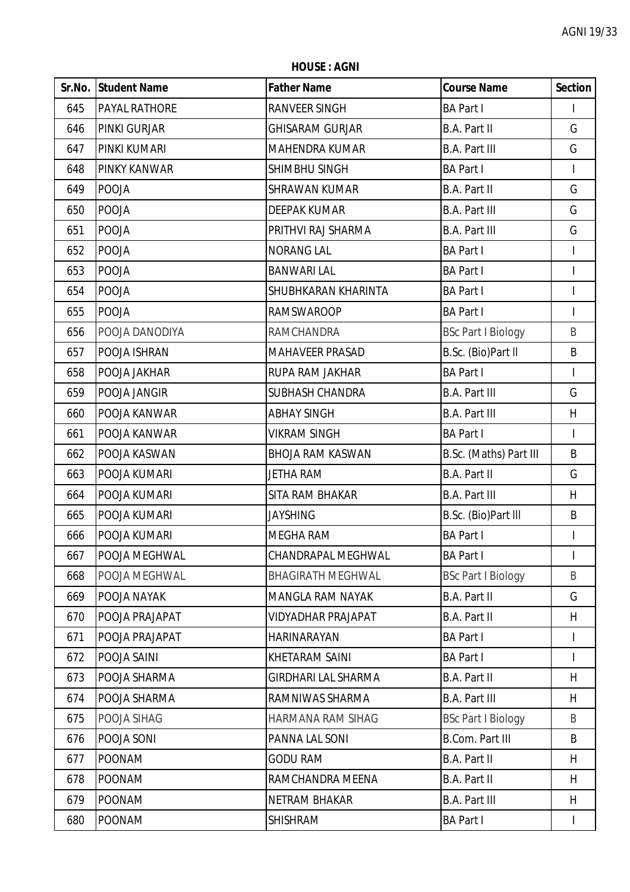**HOUSE : AGNI**

| Sr.No. | Student Name | Father Name | Course Name | Section |
|---|---|---|---|---|
| 645 | PAYAL RATHORE | RANVEER SINGH | BA Part I | I |
| 646 | PINKI GURJAR | GHISARAM GURJAR | B.A. Part II | G |
| 647 | PINKI KUMARI | MAHENDRA KUMAR | B.A. Part III | G |
| 648 | PINKY KANWAR | SHIMBHU SINGH | BA Part I | I |
| 649 | POOJA | SHRAWAN KUMAR | B.A. Part II | G |
| 650 | POOJA | DEEPAK KUMAR | B.A. Part III | G |
| 651 | POOJA | PRITHVI RAJ SHARMA | B.A. Part III | G |
| 652 | POOJA | NORANG LAL | BA Part I | I |
| 653 | POOJA | BANWARI LAL | BA Part I | I |
| 654 | POOJA | SHUBHKARAN KHARINTA | BA Part I | I |
| 655 | POOJA | RAMSWAROOP | BA Part I | I |
| 656 | POOJA DANODIYA | RAMCHANDRA | BSc Part I Biology | B |
| 657 | POOJA ISHRAN | MAHAVEER PRASAD | B.Sc. (Bio)Part II | B |
| 658 | POOJA JAKHAR | RUPA RAM JAKHAR | BA Part I | I |
| 659 | POOJA JANGIR | SUBHASH CHANDRA | B.A. Part III | G |
| 660 | POOJA KANWAR | ABHAY SINGH | B.A. Part III | H |
| 661 | POOJA KANWAR | VIKRAM SINGH | BA Part I | I |
| 662 | POOJA KASWAN | BHOJA RAM KASWAN | B.Sc. (Maths) Part III | B |
| 663 | POOJA KUMARI | JETHA RAM | B.A. Part II | G |
| 664 | POOJA KUMARI | SITA RAM BHAKAR | B.A. Part III | H |
| 665 | POOJA KUMARI | JAYSHING | B.Sc. (Bio)Part III | B |
| 666 | POOJA KUMARI | MEGHA RAM | BA Part I | I |
| 667 | POOJA MEGHWAL | CHANDRAPAL MEGHWAL | BA Part I | I |
| 668 | POOJA MEGHWAL | BHAGIRATH MEGHWAL | BSc Part I Biology | B |
| 669 | POOJA NAYAK | MANGLA RAM NAYAK | B.A. Part II | G |
| 670 | POOJA PRAJAPAT | VIDYADHAR PRAJAPAT | B.A. Part II | H |
| 671 | POOJA PRAJAPAT | HARINARAYAN | BA Part I | I |
| 672 | POOJA SAINI | KHETARAM SAINI | BA Part I | I |
| 673 | POOJA SHARMA | GIRDHARI LAL SHARMA | B.A. Part II | H |
| 674 | POOJA SHARMA | RAMNIWAS SHARMA | B.A. Part III | H |
| 675 | POOJA SIHAG | HARMANA RAM SIHAG | BSc Part I Biology | B |
| 676 | POOJA SONI | PANNA LAL SONI | B.Com. Part III | B |
| 677 | POONAM | GODU RAM | B.A. Part II | H |
| 678 | POONAM | RAMCHANDRA MEENA | B.A. Part II | H |
| 679 | POONAM | NETRAM BHAKAR | B.A. Part III | H |
| 680 | POONAM | SHISHRAM | BA Part I | I |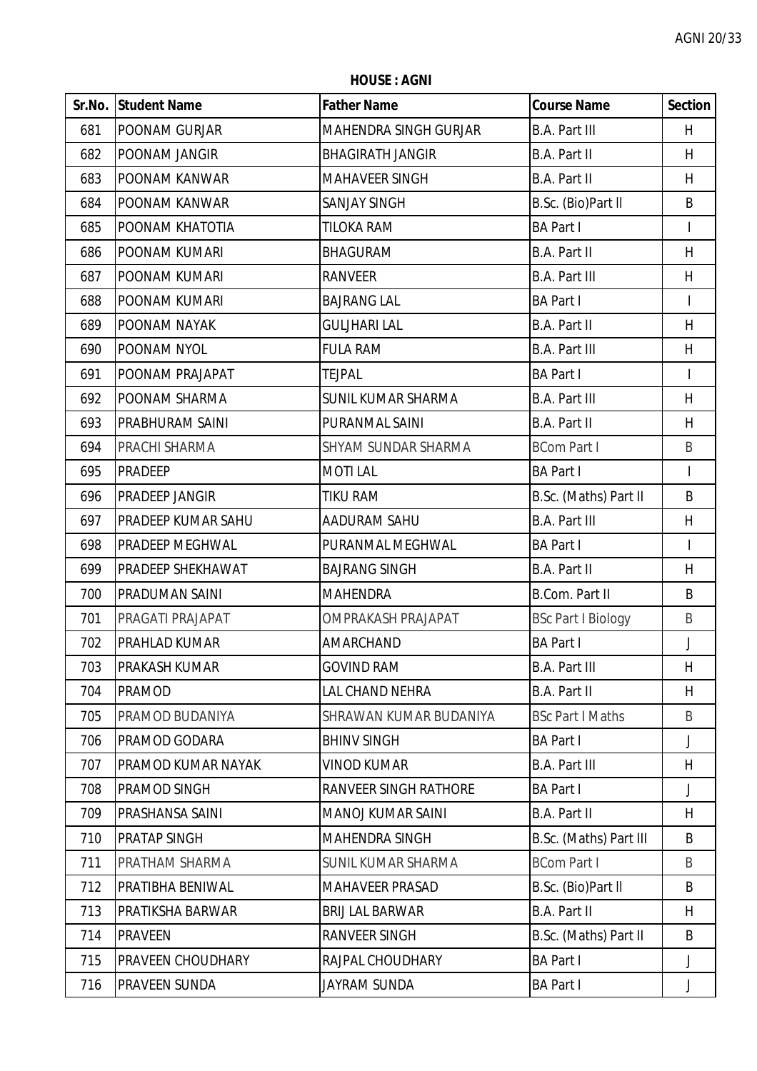**HOUSE : AGNI**

| Sr.No. | Student Name | Father Name | Course Name | Section |
|---|---|---|---|---|
| 681 | POONAM GURJAR | MAHENDRA SINGH GURJAR | B.A. Part III | H |
| 682 | POONAM JANGIR | BHAGIRATH JANGIR | B.A. Part II | H |
| 683 | POONAM KANWAR | MAHAVEER SINGH | B.A. Part II | H |
| 684 | POONAM KANWAR | SANJAY SINGH | B.Sc. (Bio)Part II | B |
| 685 | POONAM KHATOTIA | TILOKA RAM | BA Part I | I |
| 686 | POONAM KUMARI | BHAGURAM | B.A. Part II | H |
| 687 | POONAM KUMARI | RANVEER | B.A. Part III | H |
| 688 | POONAM KUMARI | BAJRANG LAL | BA Part I | I |
| 689 | POONAM NAYAK | GULJHARI LAL | B.A. Part II | H |
| 690 | POONAM NYOL | FULA RAM | B.A. Part III | H |
| 691 | POONAM PRAJAPAT | TEJPAL | BA Part I | I |
| 692 | POONAM SHARMA | SUNIL KUMAR SHARMA | B.A. Part III | H |
| 693 | PRABHURAM SAINI | PURANMAL SAINI | B.A. Part II | H |
| 694 | PRACHI SHARMA | SHYAM SUNDAR SHARMA | BCom Part I | B |
| 695 | PRADEEP | MOTI LAL | BA Part I | I |
| 696 | PRADEEP JANGIR | TIKU RAM | B.Sc. (Maths) Part II | B |
| 697 | PRADEEP KUMAR SAHU | AADURAM SAHU | B.A. Part III | H |
| 698 | PRADEEP MEGHWAL | PURANMAL MEGHWAL | BA Part I | I |
| 699 | PRADEEP SHEKHAWAT | BAJRANG SINGH | B.A. Part II | H |
| 700 | PRADUMAN SAINI | MAHENDRA | B.Com. Part II | B |
| 701 | PRAGATI PRAJAPAT | OMPRAKASH PRAJAPAT | BSc Part I Biology | B |
| 702 | PRAHLAD KUMAR | AMARCHAND | BA Part I | J |
| 703 | PRAKASH KUMAR | GOVIND RAM | B.A. Part III | H |
| 704 | PRAMOD | LAL CHAND NEHRA | B.A. Part II | H |
| 705 | PRAMOD BUDANIYA | SHRAWAN KUMAR BUDANIYA | BSc Part I Maths | B |
| 706 | PRAMOD GODARA | BHINV SINGH | BA Part I | J |
| 707 | PRAMOD KUMAR NAYAK | VINOD KUMAR | B.A. Part III | H |
| 708 | PRAMOD SINGH | RANVEER SINGH RATHORE | BA Part I | J |
| 709 | PRASHANSA SAINI | MANOJ KUMAR SAINI | B.A. Part II | H |
| 710 | PRATAP SINGH | MAHENDRA SINGH | B.Sc. (Maths) Part III | B |
| 711 | PRATHAM SHARMA | SUNIL KUMAR SHARMA | BCom Part I | B |
| 712 | PRATIBHA BENIWAL | MAHAVEER PRASAD | B.Sc. (Bio)Part II | B |
| 713 | PRATIKSHA BARWAR | BRIJ LAL BARWAR | B.A. Part II | H |
| 714 | PRAVEEN | RANVEER SINGH | B.Sc. (Maths) Part II | B |
| 715 | PRAVEEN CHOUDHARY | RAJPAL CHOUDHARY | BA Part I | J |
| 716 | PRAVEEN SUNDA | JAYRAM SUNDA | BA Part I | J |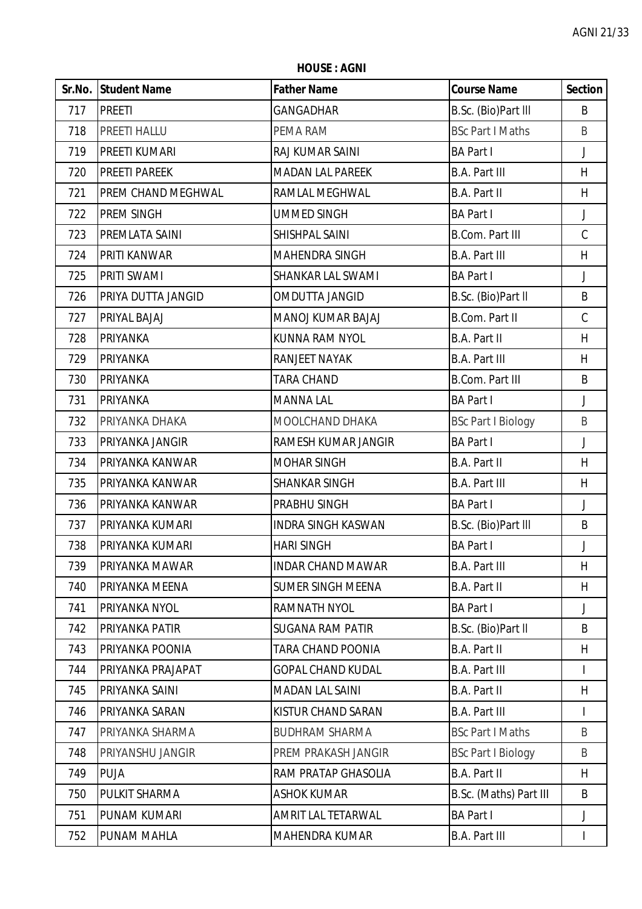**HOUSE : AGNI**

| Sr.No. | Student Name | Father Name | Course Name | Section |
|---|---|---|---|---|
| 717 | PREETI | GANGADHAR | B.Sc. (Bio)Part lll | B |
| 718 | PREETI HALLU | PEMA RAM | BSc Part I Maths | B |
| 719 | PREETI KUMARI | RAJ KUMAR SAINI | BA Part I | J |
| 720 | PREETI PAREEK | MADAN LAL PAREEK | B.A. Part III | H |
| 721 | PREM CHAND MEGHWAL | RAMLAL MEGHWAL | B.A. Part II | H |
| 722 | PREM SINGH | UMMED SINGH | BA Part I | J |
| 723 | PREMLATA SAINI | SHISHPAL SAINI | B.Com. Part III | C |
| 724 | PRITI KANWAR | MAHENDRA SINGH | B.A. Part III | H |
| 725 | PRITI SWAMI | SHANKAR LAL SWAMI | BA Part I | J |
| 726 | PRIYA DUTTA JANGID | OMDUTTA JANGID | B.Sc. (Bio)Part ll | B |
| 727 | PRIYAL BAJAJ | MANOJ KUMAR BAJAJ | B.Com. Part II | C |
| 728 | PRIYANKA | KUNNA RAM NYOL | B.A. Part II | H |
| 729 | PRIYANKA | RANJEET NAYAK | B.A. Part III | H |
| 730 | PRIYANKA | TARA CHAND | B.Com. Part III | B |
| 731 | PRIYANKA | MANNA LAL | BA Part I | J |
| 732 | PRIYANKA DHAKA | MOOLCHAND DHAKA | BSc Part I Biology | B |
| 733 | PRIYANKA JANGIR | RAMESH KUMAR JANGIR | BA Part I | J |
| 734 | PRIYANKA KANWAR | MOHAR SINGH | B.A. Part II | H |
| 735 | PRIYANKA KANWAR | SHANKAR SINGH | B.A. Part III | H |
| 736 | PRIYANKA KANWAR | PRABHU SINGH | BA Part I | J |
| 737 | PRIYANKA KUMARI | INDRA SINGH KASWAN | B.Sc. (Bio)Part lll | B |
| 738 | PRIYANKA KUMARI | HARI SINGH | BA Part I | J |
| 739 | PRIYANKA MAWAR | INDAR CHAND MAWAR | B.A. Part III | H |
| 740 | PRIYANKA MEENA | SUMER SINGH MEENA | B.A. Part II | H |
| 741 | PRIYANKA NYOL | RAMNATH NYOL | BA Part I | J |
| 742 | PRIYANKA PATIR | SUGANA RAM PATIR | B.Sc. (Bio)Part ll | B |
| 743 | PRIYANKA POONIA | TARA CHAND POONIA | B.A. Part II | H |
| 744 | PRIYANKA PRAJAPAT | GOPAL CHAND KUDAL | B.A. Part III | I |
| 745 | PRIYANKA SAINI | MADAN LAL SAINI | B.A. Part II | H |
| 746 | PRIYANKA SARAN | KISTUR CHAND SARAN | B.A. Part III | I |
| 747 | PRIYANKA SHARMA | BUDHRAM SHARMA | BSc Part I Maths | B |
| 748 | PRIYANSHU JANGIR | PREM PRAKASH JANGIR | BSc Part I Biology | B |
| 749 | PUJA | RAM PRATAP GHASOLIA | B.A. Part II | H |
| 750 | PULKIT SHARMA | ASHOK KUMAR | B.Sc. (Maths) Part III | B |
| 751 | PUNAM KUMARI | AMRIT LAL TETARWAL | BA Part I | J |
| 752 | PUNAM MAHLA | MAHENDRA KUMAR | B.A. Part III | I |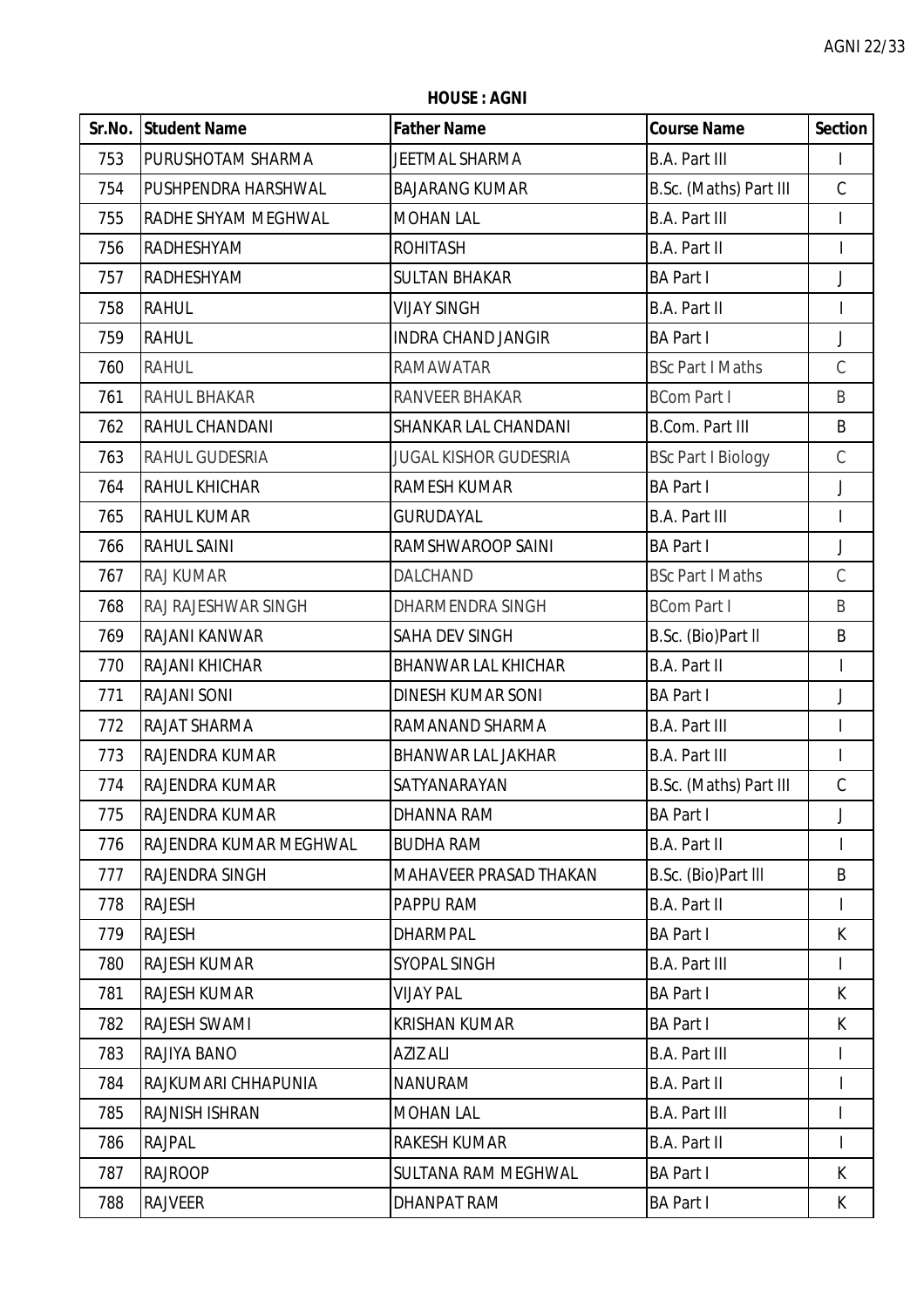**HOUSE : AGNI**

| Sr.No. | Student Name | Father Name | Course Name | Section |
|---|---|---|---|---|
| 753 | PURUSHOTAM SHARMA | JEETMAL SHARMA | B.A. Part III | I |
| 754 | PUSHPENDRA HARSHWAL | BAJARANG KUMAR | B.Sc. (Maths) Part III | C |
| 755 | RADHE SHYAM MEGHWAL | MOHAN LAL | B.A. Part III | I |
| 756 | RADHESHYAM | ROHITASH | B.A. Part II | I |
| 757 | RADHESHYAM | SULTAN BHAKAR | BA Part I | J |
| 758 | RAHUL | VIJAY SINGH | B.A. Part II | I |
| 759 | RAHUL | INDRA CHAND JANGIR | BA Part I | J |
| 760 | RAHUL | RAMAWATAR | BSc Part I Maths | C |
| 761 | RAHUL BHAKAR | RANVEER BHAKAR | BCom Part I | B |
| 762 | RAHUL CHANDANI | SHANKAR LAL CHANDANI | B.Com. Part III | B |
| 763 | RAHUL GUDESRIA | JUGAL KISHOR GUDESRIA | BSc Part I Biology | C |
| 764 | RAHUL KHICHAR | RAMESH KUMAR | BA Part I | J |
| 765 | RAHUL KUMAR | GURUDAYAL | B.A. Part III | I |
| 766 | RAHUL SAINI | RAMSHWAROOP SAINI | BA Part I | J |
| 767 | RAJ KUMAR | DALCHAND | BSc Part I Maths | C |
| 768 | RAJ RAJESHWAR SINGH | DHARMENDRA SINGH | BCom Part I | B |
| 769 | RAJANI KANWAR | SAHA DEV SINGH | B.Sc. (Bio)Part II | B |
| 770 | RAJANI KHICHAR | BHANWAR LAL KHICHAR | B.A. Part II | I |
| 771 | RAJANI SONI | DINESH KUMAR SONI | BA Part I | J |
| 772 | RAJAT SHARMA | RAMANAND SHARMA | B.A. Part III | I |
| 773 | RAJENDRA KUMAR | BHANWAR LAL JAKHAR | B.A. Part III | I |
| 774 | RAJENDRA KUMAR | SATYANARAYAN | B.Sc. (Maths) Part III | C |
| 775 | RAJENDRA KUMAR | DHANNA RAM | BA Part I | J |
| 776 | RAJENDRA KUMAR MEGHWAL | BUDHA RAM | B.A. Part II | I |
| 777 | RAJENDRA SINGH | MAHAVEER PRASAD THAKAN | B.Sc. (Bio)Part III | B |
| 778 | RAJESH | PAPPU RAM | B.A. Part II | I |
| 779 | RAJESH | DHARMPAL | BA Part I | K |
| 780 | RAJESH KUMAR | SYOPAL SINGH | B.A. Part III | I |
| 781 | RAJESH KUMAR | VIJAY PAL | BA Part I | K |
| 782 | RAJESH SWAMI | KRISHAN KUMAR | BA Part I | K |
| 783 | RAJIYA BANO | AZIZ ALI | B.A. Part III | I |
| 784 | RAJKUMARI CHHAPUNIA | NANURAM | B.A. Part II | I |
| 785 | RAJNISH ISHRAN | MOHAN LAL | B.A. Part III | I |
| 786 | RAJPAL | RAKESH KUMAR | B.A. Part II | I |
| 787 | RAJROOP | SULTANA RAM MEGHWAL | BA Part I | K |
| 788 | RAJVEER | DHANPAT RAM | BA Part I | K |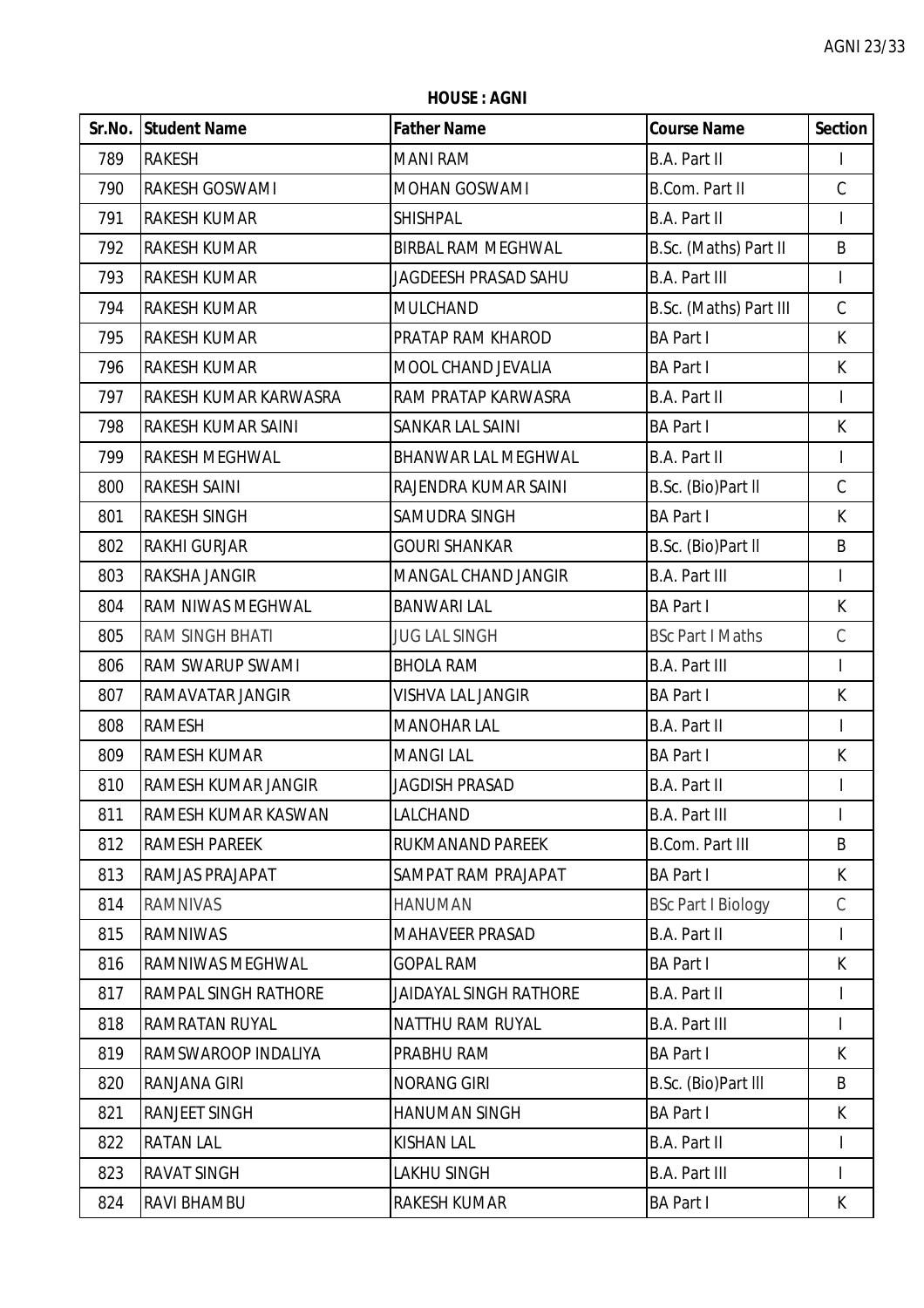**HOUSE : AGNI**

| Sr.No. | Student Name | Father Name | Course Name | Section |
|---|---|---|---|---|
| 789 | RAKESH | MANI RAM | B.A. Part II | I |
| 790 | RAKESH GOSWAMI | MOHAN GOSWAMI | B.Com. Part II | C |
| 791 | RAKESH KUMAR | SHISHPAL | B.A. Part II | I |
| 792 | RAKESH KUMAR | BIRBAL RAM MEGHWAL | B.Sc. (Maths) Part II | B |
| 793 | RAKESH KUMAR | JAGDEESH PRASAD SAHU | B.A. Part III | I |
| 794 | RAKESH KUMAR | MULCHAND | B.Sc. (Maths) Part III | C |
| 795 | RAKESH KUMAR | PRATAP RAM KHAROD | BA Part I | K |
| 796 | RAKESH KUMAR | MOOL CHAND JEVALIA | BA Part I | K |
| 797 | RAKESH KUMAR KARWASRA | RAM PRATAP KARWASRA | B.A. Part II | I |
| 798 | RAKESH KUMAR SAINI | SANKAR LAL SAINI | BA Part I | K |
| 799 | RAKESH MEGHWAL | BHANWAR LAL MEGHWAL | B.A. Part II | I |
| 800 | RAKESH SAINI | RAJENDRA KUMAR SAINI | B.Sc. (Bio)Part ll | C |
| 801 | RAKESH SINGH | SAMUDRA SINGH | BA Part I | K |
| 802 | RAKHI GURJAR | GOURI SHANKAR | B.Sc. (Bio)Part ll | B |
| 803 | RAKSHA JANGIR | MANGAL CHAND JANGIR | B.A. Part III | I |
| 804 | RAM NIWAS MEGHWAL | BANWARI LAL | BA Part I | K |
| 805 | RAM SINGH BHATI | JUG LAL SINGH | BSc Part I Maths | C |
| 806 | RAM SWARUP SWAMI | BHOLA RAM | B.A. Part III | I |
| 807 | RAMAVATAR JANGIR | VISHVA LAL JANGIR | BA Part I | K |
| 808 | RAMESH | MANOHAR LAL | B.A. Part II | I |
| 809 | RAMESH KUMAR | MANGI LAL | BA Part I | K |
| 810 | RAMESH KUMAR JANGIR | JAGDISH PRASAD | B.A. Part II | I |
| 811 | RAMESH KUMAR KASWAN | LALCHAND | B.A. Part III | I |
| 812 | RAMESH PAREEK | RUKMANAND PAREEK | B.Com. Part III | B |
| 813 | RAMJAS PRAJAPAT | SAMPAT RAM PRAJAPAT | BA Part I | K |
| 814 | RAMNIVAS | HANUMAN | BSc Part I Biology | C |
| 815 | RAMNIWAS | MAHAVEER PRASAD | B.A. Part II | I |
| 816 | RAMNIWAS MEGHWAL | GOPAL RAM | BA Part I | K |
| 817 | RAMPAL SINGH RATHORE | JAIDAYAL SINGH RATHORE | B.A. Part II | I |
| 818 | RAMRATAN RUYAL | NATTHU RAM RUYAL | B.A. Part III | I |
| 819 | RAMSWAROOP INDALIYA | PRABHU RAM | BA Part I | K |
| 820 | RANJANA GIRI | NORANG GIRI | B.Sc. (Bio)Part lll | B |
| 821 | RANJEET SINGH | HANUMAN SINGH | BA Part I | K |
| 822 | RATAN LAL | KISHAN LAL | B.A. Part II | I |
| 823 | RAVAT SINGH | LAKHU SINGH | B.A. Part III | I |
| 824 | RAVI BHAMBU | RAKESH KUMAR | BA Part I | K |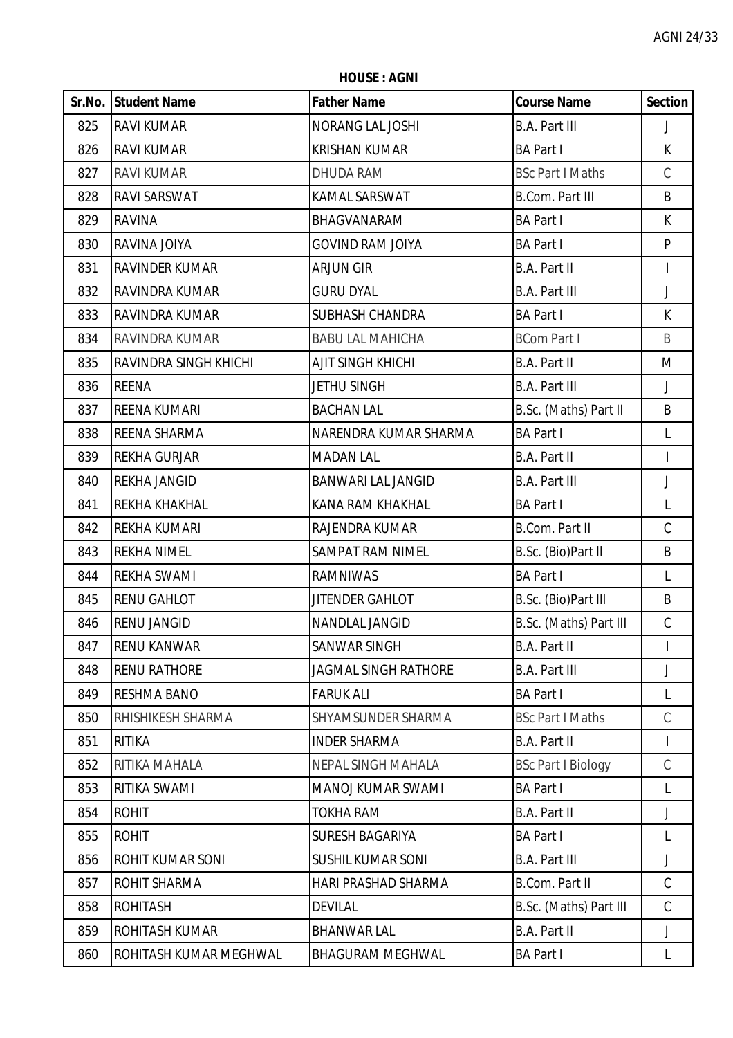**HOUSE : AGNI**

| Sr.No. | Student Name | Father Name | Course Name | Section |
|---|---|---|---|---|
| 825 | RAVI KUMAR | NORANG LAL JOSHI | B.A. Part III | J |
| 826 | RAVI KUMAR | KRISHAN KUMAR | BA Part I | K |
| 827 | RAVI KUMAR | DHUDA RAM | BSc Part I Maths | C |
| 828 | RAVI SARSWAT | KAMAL SARSWAT | B.Com. Part III | B |
| 829 | RAVINA | BHAGVANARAM | BA Part I | K |
| 830 | RAVINA JOIYA | GOVIND RAM JOIYA | BA Part I | P |
| 831 | RAVINDER KUMAR | ARJUN GIR | B.A. Part II | I |
| 832 | RAVINDRA KUMAR | GURU DYAL | B.A. Part III | J |
| 833 | RAVINDRA KUMAR | SUBHASH CHANDRA | BA Part I | K |
| 834 | RAVINDRA KUMAR | BABU LAL MAHICHA | BCom Part I | B |
| 835 | RAVINDRA SINGH KHICHI | AJIT SINGH KHICHI | B.A. Part II | M |
| 836 | REENA | JETHU SINGH | B.A. Part III | J |
| 837 | REENA KUMARI | BACHAN LAL | B.Sc. (Maths) Part II | B |
| 838 | REENA SHARMA | NARENDRA KUMAR SHARMA | BA Part I | L |
| 839 | REKHA GURJAR | MADAN LAL | B.A. Part II | I |
| 840 | REKHA JANGID | BANWARI LAL JANGID | B.A. Part III | J |
| 841 | REKHA KHAKHAL | KANA RAM KHAKHAL | BA Part I | L |
| 842 | REKHA KUMARI | RAJENDRA KUMAR | B.Com. Part II | C |
| 843 | REKHA NIMEL | SAMPAT RAM NIMEL | B.Sc. (Bio)Part ll | B |
| 844 | REKHA SWAMI | RAMNIWAS | BA Part I | L |
| 845 | RENU GAHLOT | JITENDER GAHLOT | B.Sc. (Bio)Part lll | B |
| 846 | RENU JANGID | NANDLAL JANGID | B.Sc. (Maths) Part III | C |
| 847 | RENU KANWAR | SANWAR SINGH | B.A. Part II | I |
| 848 | RENU RATHORE | JAGMAL SINGH RATHORE | B.A. Part III | J |
| 849 | RESHMA BANO | FARUK ALI | BA Part I | L |
| 850 | RHISHIKESH SHARMA | SHYAMSUNDER SHARMA | BSc Part I Maths | C |
| 851 | RITIKA | INDER SHARMA | B.A. Part II | I |
| 852 | RITIKA MAHALA | NEPAL SINGH MAHALA | BSc Part I Biology | C |
| 853 | RITIKA SWAMI | MANOJ KUMAR SWAMI | BA Part I | L |
| 854 | ROHIT | TOKHA RAM | B.A. Part II | J |
| 855 | ROHIT | SURESH BAGARIYA | BA Part I | L |
| 856 | ROHIT KUMAR SONI | SUSHIL KUMAR SONI | B.A. Part III | J |
| 857 | ROHIT SHARMA | HARI PRASHAD SHARMA | B.Com. Part II | C |
| 858 | ROHITASH | DEVILAL | B.Sc. (Maths) Part III | C |
| 859 | ROHITASH KUMAR | BHANWAR LAL | B.A. Part II | J |
| 860 | ROHITASH KUMAR MEGHWAL | BHAGURAM MEGHWAL | BA Part I | L |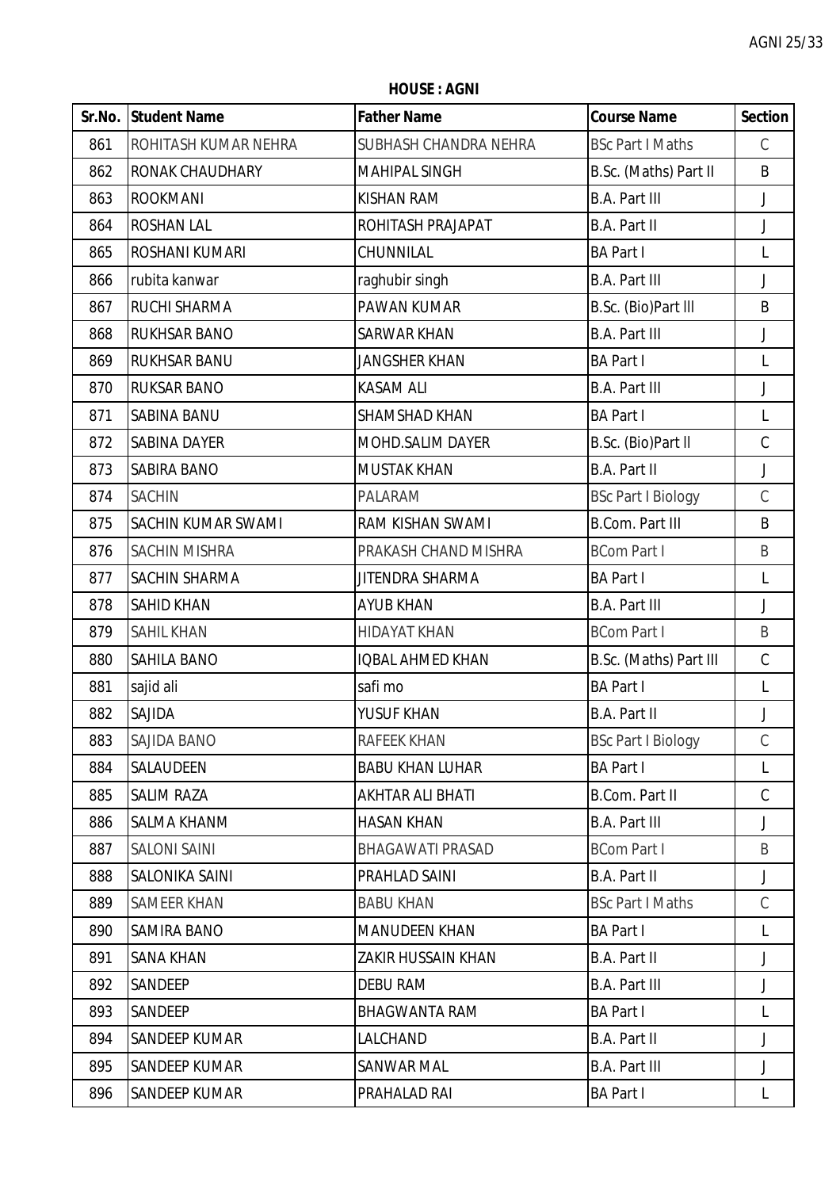**HOUSE : AGNI**

| Sr.No. | Student Name | Father Name | Course Name | Section |
|---|---|---|---|---|
| 861 | ROHITASH KUMAR NEHRA | SUBHASH CHANDRA NEHRA | BSc Part I Maths | C |
| 862 | RONAK CHAUDHARY | MAHIPAL SINGH | B.Sc. (Maths) Part II | B |
| 863 | ROOKMANI | KISHAN RAM | B.A. Part III | J |
| 864 | ROSHAN LAL | ROHITASH PRAJAPAT | B.A. Part II | J |
| 865 | ROSHANI KUMARI | CHUNNILAL | BA Part I | L |
| 866 | rubita kanwar | raghubir singh | B.A. Part III | J |
| 867 | RUCHI SHARMA | PAWAN KUMAR | B.Sc. (Bio)Part lll | B |
| 868 | RUKHSAR BANO | SARWAR KHAN | B.A. Part III | J |
| 869 | RUKHSAR BANU | JANGSHER KHAN | BA Part I | L |
| 870 | RUKSAR BANO | KASAM ALI | B.A. Part III | J |
| 871 | SABINA BANU | SHAMSHAD KHAN | BA Part I | L |
| 872 | SABINA DAYER | MOHD.SALIM DAYER | B.Sc. (Bio)Part ll | C |
| 873 | SABIRA BANO | MUSTAK KHAN | B.A. Part II | J |
| 874 | SACHIN | PALARAM | BSc Part I Biology | C |
| 875 | SACHIN KUMAR SWAMI | RAM KISHAN SWAMI | B.Com. Part III | B |
| 876 | SACHIN MISHRA | PRAKASH CHAND MISHRA | BCom Part I | B |
| 877 | SACHIN SHARMA | JITENDRA SHARMA | BA Part I | L |
| 878 | SAHID KHAN | AYUB KHAN | B.A. Part III | J |
| 879 | SAHIL KHAN | HIDAYAT KHAN | BCom Part I | B |
| 880 | SAHILA BANO | IQBAL AHMED KHAN | B.Sc. (Maths) Part III | C |
| 881 | sajid ali | safi mo | BA Part I | L |
| 882 | SAJIDA | YUSUF KHAN | B.A. Part II | J |
| 883 | SAJIDA BANO | RAFEEK KHAN | BSc Part I Biology | C |
| 884 | SALAUDEEN | BABU KHAN LUHAR | BA Part I | L |
| 885 | SALIM RAZA | AKHTAR ALI BHATI | B.Com. Part II | C |
| 886 | SALMA KHANM | HASAN KHAN | B.A. Part III | J |
| 887 | SALONI SAINI | BHAGAWATI PRASAD | BCom Part I | B |
| 888 | SALONIKA SAINI | PRAHLAD SAINI | B.A. Part II | J |
| 889 | SAMEER KHAN | BABU KHAN | BSc Part I Maths | C |
| 890 | SAMIRA BANO | MANUDEEN KHAN | BA Part I | L |
| 891 | SANA KHAN | ZAKIR HUSSAIN KHAN | B.A. Part II | J |
| 892 | SANDEEP | DEBU RAM | B.A. Part III | J |
| 893 | SANDEEP | BHAGWANTA RAM | BA Part I | L |
| 894 | SANDEEP KUMAR | LALCHAND | B.A. Part II | J |
| 895 | SANDEEP KUMAR | SANWAR MAL | B.A. Part III | J |
| 896 | SANDEEP KUMAR | PRAHALAD RAI | BA Part I | L |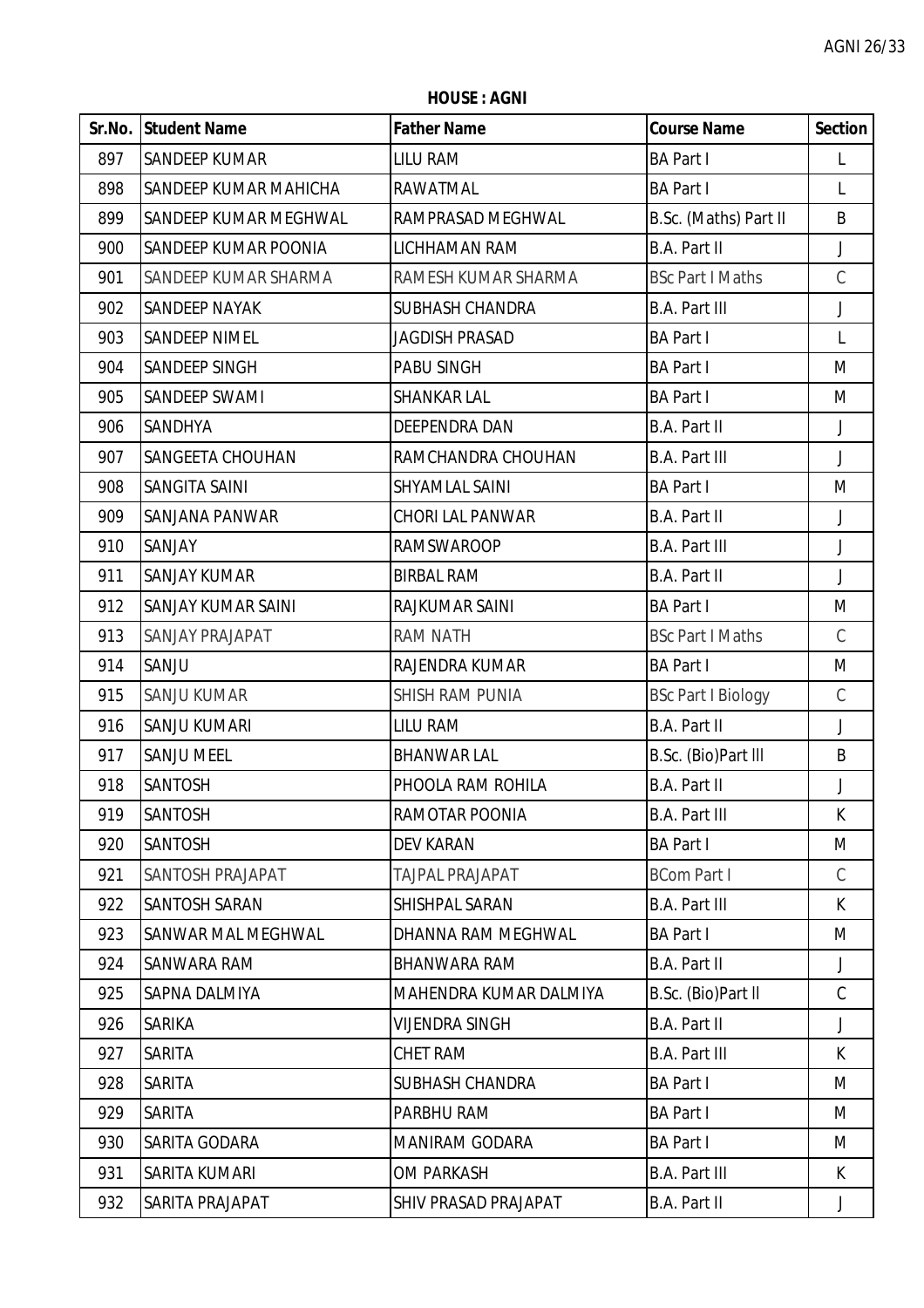**HOUSE : AGNI**

| Sr.No. | Student Name | Father Name | Course Name | Section |
|---|---|---|---|---|
| 897 | SANDEEP KUMAR | LILU RAM | BA Part I | L |
| 898 | SANDEEP KUMAR MAHICHA | RAWATMAL | BA Part I | L |
| 899 | SANDEEP KUMAR MEGHWAL | RAMPRASAD MEGHWAL | B.Sc. (Maths) Part II | B |
| 900 | SANDEEP KUMAR POONIA | LICHHAMAN RAM | B.A. Part II | J |
| 901 | SANDEEP KUMAR SHARMA | RAMESH KUMAR SHARMA | BSc Part I Maths | C |
| 902 | SANDEEP NAYAK | SUBHASH CHANDRA | B.A. Part III | J |
| 903 | SANDEEP NIMEL | JAGDISH PRASAD | BA Part I | L |
| 904 | SANDEEP SINGH | PABU SINGH | BA Part I | M |
| 905 | SANDEEP SWAMI | SHANKAR LAL | BA Part I | M |
| 906 | SANDHYA | DEEPENDRA DAN | B.A. Part II | J |
| 907 | SANGEETA CHOUHAN | RAMCHANDRA CHOUHAN | B.A. Part III | J |
| 908 | SANGITA SAINI | SHYAMLAL SAINI | BA Part I | M |
| 909 | SANJANA PANWAR | CHORI LAL PANWAR | B.A. Part II | J |
| 910 | SANJAY | RAMSWAROOP | B.A. Part III | J |
| 911 | SANJAY KUMAR | BIRBAL RAM | B.A. Part II | J |
| 912 | SANJAY KUMAR SAINI | RAJKUMAR SAINI | BA Part I | M |
| 913 | SANJAY PRAJAPAT | RAM NATH | BSc Part I Maths | C |
| 914 | SANJU | RAJENDRA KUMAR | BA Part I | M |
| 915 | SANJU KUMAR | SHISH RAM PUNIA | BSc Part I Biology | C |
| 916 | SANJU KUMARI | LILU RAM | B.A. Part II | J |
| 917 | SANJU MEEL | BHANWAR LAL | B.Sc. (Bio)Part lll | B |
| 918 | SANTOSH | PHOOLA RAM ROHILA | B.A. Part II | J |
| 919 | SANTOSH | RAMOTAR POONIA | B.A. Part III | K |
| 920 | SANTOSH | DEV KARAN | BA Part I | M |
| 921 | SANTOSH PRAJAPAT | TAJPAL PRAJAPAT | BCom Part I | C |
| 922 | SANTOSH SARAN | SHISHPAL SARAN | B.A. Part III | K |
| 923 | SANWAR MAL MEGHWAL | DHANNA RAM MEGHWAL | BA Part I | M |
| 924 | SANWARA RAM | BHANWARA RAM | B.A. Part II | J |
| 925 | SAPNA DALMIYA | MAHENDRA KUMAR DALMIYA | B.Sc. (Bio)Part ll | C |
| 926 | SARIKA | VIJENDRA SINGH | B.A. Part II | J |
| 927 | SARITA | CHET RAM | B.A. Part III | K |
| 928 | SARITA | SUBHASH CHANDRA | BA Part I | M |
| 929 | SARITA | PARBHU RAM | BA Part I | M |
| 930 | SARITA GODARA | MANIRAM GODARA | BA Part I | M |
| 931 | SARITA KUMARI | OM PARKASH | B.A. Part III | K |
| 932 | SARITA PRAJAPAT | SHIV PRASAD PRAJAPAT | B.A. Part II | J |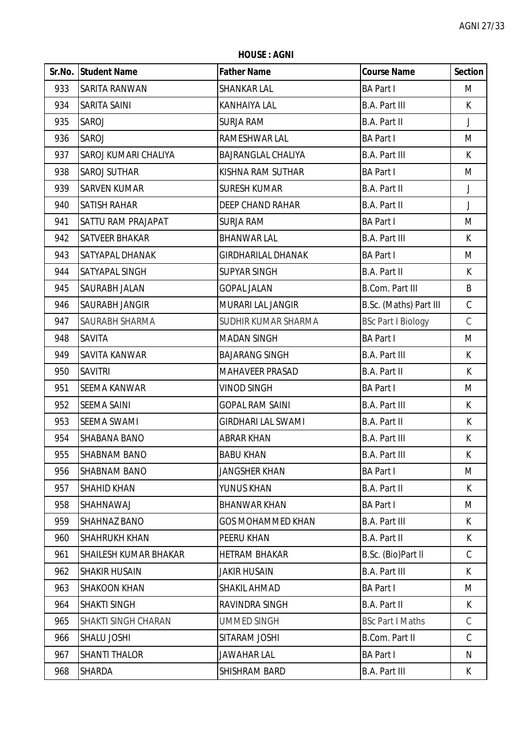**HOUSE : AGNI**

| Sr.No. | Student Name | Father Name | Course Name | Section |
|---|---|---|---|---|
| 933 | SARITA RANWAN | SHANKAR LAL | BA Part I | M |
| 934 | SARITA SAINI | KANHAIYA LAL | B.A. Part III | K |
| 935 | SAROJ | SURJA RAM | B.A. Part II | J |
| 936 | SAROJ | RAMESHWAR LAL | BA Part I | M |
| 937 | SAROJ KUMARI CHALIYA | BAJRANGLAL CHALIYA | B.A. Part III | K |
| 938 | SAROJ SUTHAR | KISHNA RAM SUTHAR | BA Part I | M |
| 939 | SARVEN KUMAR | SURESH KUMAR | B.A. Part II | J |
| 940 | SATISH RAHAR | DEEP CHAND RAHAR | B.A. Part II | J |
| 941 | SATTU RAM PRAJAPAT | SURJA RAM | BA Part I | M |
| 942 | SATVEER BHAKAR | BHANWAR LAL | B.A. Part III | K |
| 943 | SATYAPAL DHANAK | GIRDHARILAL DHANAK | BA Part I | M |
| 944 | SATYAPAL SINGH | SUPYAR SINGH | B.A. Part II | K |
| 945 | SAURABH JALAN | GOPAL JALAN | B.Com. Part III | B |
| 946 | SAURABH JANGIR | MURARI LAL JANGIR | B.Sc. (Maths) Part III | C |
| 947 | SAURABH SHARMA | SUDHIR KUMAR SHARMA | BSc Part I Biology | C |
| 948 | SAVITA | MADAN SINGH | BA Part I | M |
| 949 | SAVITA KANWAR | BAJARANG SINGH | B.A. Part III | K |
| 950 | SAVITRI | MAHAVEER PRASAD | B.A. Part II | K |
| 951 | SEEMA KANWAR | VINOD SINGH | BA Part I | M |
| 952 | SEEMA SAINI | GOPAL RAM SAINI | B.A. Part III | K |
| 953 | SEEMA SWAMI | GIRDHARI LAL SWAMI | B.A. Part II | K |
| 954 | SHABANA BANO | ABRAR KHAN | B.A. Part III | K |
| 955 | SHABNAM BANO | BABU KHAN | B.A. Part III | K |
| 956 | SHABNAM BANO | JANGSHER KHAN | BA Part I | M |
| 957 | SHAHID KHAN | YUNUS KHAN | B.A. Part II | K |
| 958 | SHAHNAWAJ | BHANWAR KHAN | BA Part I | M |
| 959 | SHAHNAZ BANO | GOS MOHAMMED KHAN | B.A. Part III | K |
| 960 | SHAHRUKH KHAN | PEERU KHAN | B.A. Part II | K |
| 961 | SHAILESH KUMAR BHAKAR | HETRAM BHAKAR | B.Sc. (Bio)Part II | C |
| 962 | SHAKIR HUSAIN | JAKIR HUSAIN | B.A. Part III | K |
| 963 | SHAKOON KHAN | SHAKIL AHMAD | BA Part I | M |
| 964 | SHAKTI SINGH | RAVINDRA SINGH | B.A. Part II | K |
| 965 | SHAKTI SINGH CHARAN | UMMED SINGH | BSc Part I Maths | C |
| 966 | SHALU JOSHI | SITARAM JOSHI | B.Com. Part II | C |
| 967 | SHANTI THALOR | JAWAHAR LAL | BA Part I | N |
| 968 | SHARDA | SHISHRAM BARD | B.A. Part III | K |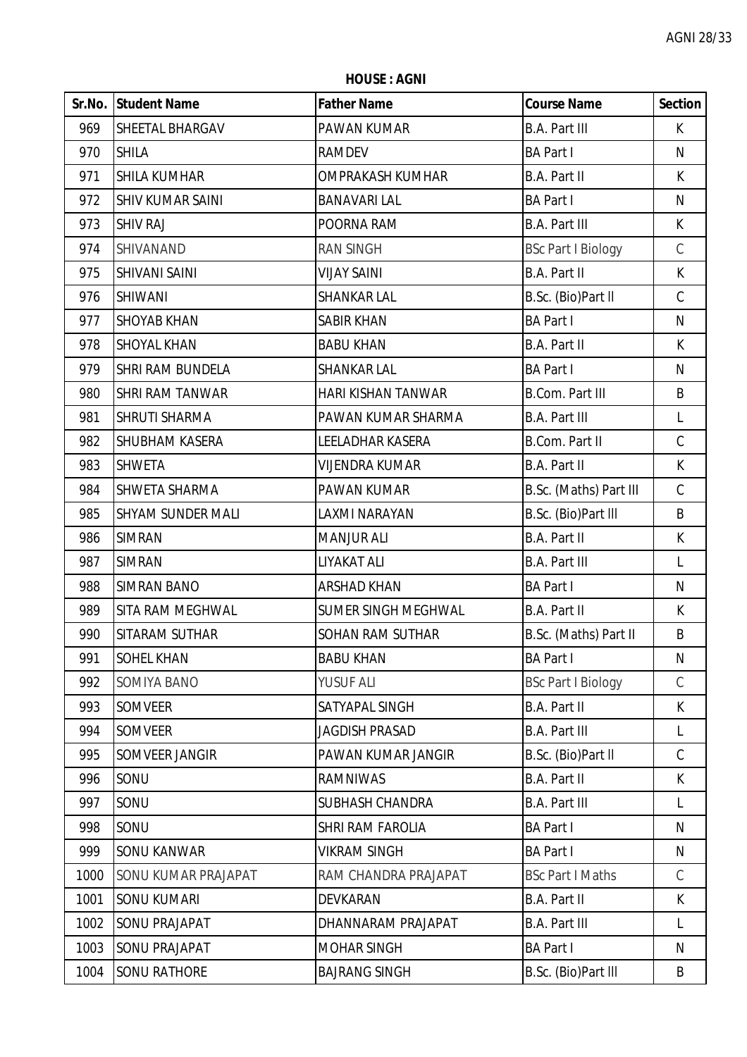**HOUSE : AGNI**

| Sr.No. | Student Name | Father Name | Course Name | Section |
|---|---|---|---|---|
| 969 | SHEETAL BHARGAV | PAWAN KUMAR | B.A. Part III | K |
| 970 | SHILA | RAMDEV | BA Part I | N |
| 971 | SHILA KUMHAR | OMPRAKASH KUMHAR | B.A. Part II | K |
| 972 | SHIV KUMAR SAINI | BANAVARI LAL | BA Part I | N |
| 973 | SHIV RAJ | POORNA RAM | B.A. Part III | K |
| 974 | SHIVANAND | RAN SINGH | BSc Part I Biology | C |
| 975 | SHIVANI SAINI | VIJAY SAINI | B.A. Part II | K |
| 976 | SHIWANI | SHANKAR LAL | B.Sc. (Bio)Part II | C |
| 977 | SHOYAB KHAN | SABIR KHAN | BA Part I | N |
| 978 | SHOYAL KHAN | BABU KHAN | B.A. Part II | K |
| 979 | SHRI RAM BUNDELA | SHANKAR LAL | BA Part I | N |
| 980 | SHRI RAM TANWAR | HARI KISHAN TANWAR | B.Com. Part III | B |
| 981 | SHRUTI SHARMA | PAWAN KUMAR SHARMA | B.A. Part III | L |
| 982 | SHUBHAM KASERA | LEELADHAR KASERA | B.Com. Part II | C |
| 983 | SHWETA | VIJENDRA KUMAR | B.A. Part II | K |
| 984 | SHWETA SHARMA | PAWAN KUMAR | B.Sc. (Maths) Part III | C |
| 985 | SHYAM SUNDER MALI | LAXMI NARAYAN | B.Sc. (Bio)Part III | B |
| 986 | SIMRAN | MANJUR ALI | B.A. Part II | K |
| 987 | SIMRAN | LIYAKAT ALI | B.A. Part III | L |
| 988 | SIMRAN BANO | ARSHAD KHAN | BA Part I | N |
| 989 | SITA RAM MEGHWAL | SUMER SINGH MEGHWAL | B.A. Part II | K |
| 990 | SITARAM SUTHAR | SOHAN RAM SUTHAR | B.Sc. (Maths) Part II | B |
| 991 | SOHEL KHAN | BABU KHAN | BA Part I | N |
| 992 | SOMIYA BANO | YUSUF ALI | BSc Part I Biology | C |
| 993 | SOMVEER | SATYAPAL SINGH | B.A. Part II | K |
| 994 | SOMVEER | JAGDISH PRASAD | B.A. Part III | L |
| 995 | SOMVEER JANGIR | PAWAN KUMAR JANGIR | B.Sc. (Bio)Part II | C |
| 996 | SONU | RAMNIWAS | B.A. Part II | K |
| 997 | SONU | SUBHASH CHANDRA | B.A. Part III | L |
| 998 | SONU | SHRI RAM FAROLIA | BA Part I | N |
| 999 | SONU KANWAR | VIKRAM SINGH | BA Part I | N |
| 1000 | SONU KUMAR PRAJAPAT | RAM CHANDRA PRAJAPAT | BSc Part I Maths | C |
| 1001 | SONU KUMARI | DEVKARAN | B.A. Part II | K |
| 1002 | SONU PRAJAPAT | DHANNARAM PRAJAPAT | B.A. Part III | L |
| 1003 | SONU PRAJAPAT | MOHAR SINGH | BA Part I | N |
| 1004 | SONU RATHORE | BAJRANG SINGH | B.Sc. (Bio)Part III | B |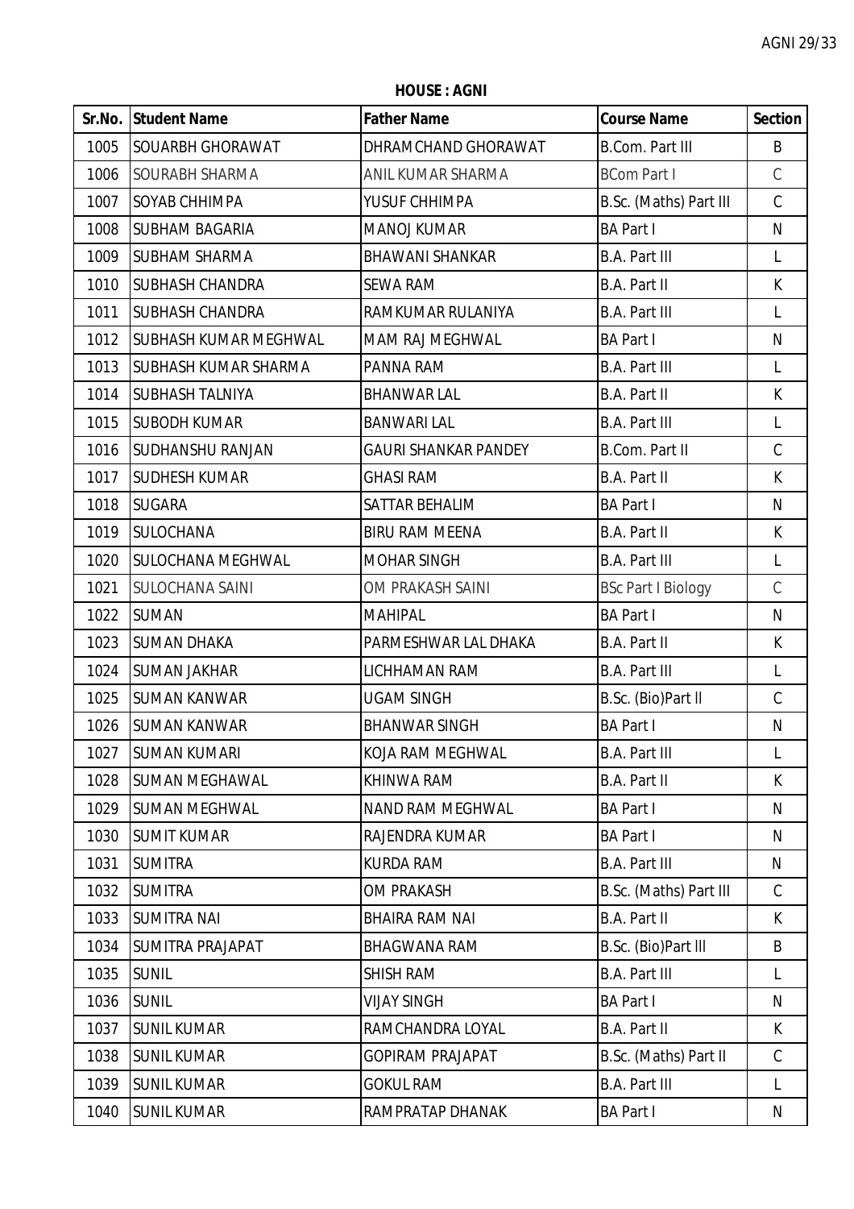**HOUSE : AGNI**

| Sr.No. | Student Name | Father Name | Course Name | Section |
|---|---|---|---|---|
| 1005 | SOUARBH GHORAWAT | DHRAMCHAND GHORAWAT | B.Com. Part III | B |
| 1006 | SOURABH SHARMA | ANIL KUMAR SHARMA | BCom Part I | C |
| 1007 | SOYAB CHHIMPA | YUSUF CHHIMPA | B.Sc. (Maths) Part III | C |
| 1008 | SUBHAM BAGARIA | MANOJ KUMAR | BA Part I | N |
| 1009 | SUBHAM SHARMA | BHAWANI SHANKAR | B.A. Part III | L |
| 1010 | SUBHASH CHANDRA | SEWA RAM | B.A. Part II | K |
| 1011 | SUBHASH CHANDRA | RAMKUMAR RULANIYA | B.A. Part III | L |
| 1012 | SUBHASH KUMAR MEGHWAL | MAM RAJ MEGHWAL | BA Part I | N |
| 1013 | SUBHASH KUMAR SHARMA | PANNA RAM | B.A. Part III | L |
| 1014 | SUBHASH TALNIYA | BHANWAR LAL | B.A. Part II | K |
| 1015 | SUBODH KUMAR | BANWARI LAL | B.A. Part III | L |
| 1016 | SUDHANSHU RANJAN | GAURI SHANKAR PANDEY | B.Com. Part II | C |
| 1017 | SUDHESH KUMAR | GHASI RAM | B.A. Part II | K |
| 1018 | SUGARA | SATTAR BEHALIM | BA Part I | N |
| 1019 | SULOCHANA | BIRU RAM MEENA | B.A. Part II | K |
| 1020 | SULOCHANA MEGHWAL | MOHAR SINGH | B.A. Part III | L |
| 1021 | SULOCHANA SAINI | OM PRAKASH SAINI | BSc Part I Biology | C |
| 1022 | SUMAN | MAHIPAL | BA Part I | N |
| 1023 | SUMAN DHAKA | PARMESHWAR LAL DHAKA | B.A. Part II | K |
| 1024 | SUMAN JAKHAR | LICHHAMAN RAM | B.A. Part III | L |
| 1025 | SUMAN KANWAR | UGAM SINGH | B.Sc. (Bio)Part II | C |
| 1026 | SUMAN KANWAR | BHANWAR SINGH | BA Part I | N |
| 1027 | SUMAN KUMARI | KOJA RAM MEGHWAL | B.A. Part III | L |
| 1028 | SUMAN MEGHAWAL | KHINWA RAM | B.A. Part II | K |
| 1029 | SUMAN MEGHWAL | NAND RAM MEGHWAL | BA Part I | N |
| 1030 | SUMIT KUMAR | RAJENDRA KUMAR | BA Part I | N |
| 1031 | SUMITRA | KURDA RAM | B.A. Part III | N |
| 1032 | SUMITRA | OM PRAKASH | B.Sc. (Maths) Part III | C |
| 1033 | SUMITRA NAI | BHAIRA RAM NAI | B.A. Part II | K |
| 1034 | SUMITRA PRAJAPAT | BHAGWANA RAM | B.Sc. (Bio)Part III | B |
| 1035 | SUNIL | SHISH RAM | B.A. Part III | L |
| 1036 | SUNIL | VIJAY SINGH | BA Part I | N |
| 1037 | SUNIL KUMAR | RAMCHANDRA LOYAL | B.A. Part II | K |
| 1038 | SUNIL KUMAR | GOPIRAM PRAJAPAT | B.Sc. (Maths) Part II | C |
| 1039 | SUNIL KUMAR | GOKUL RAM | B.A. Part III | L |
| 1040 | SUNIL KUMAR | RAMPRATAP DHANAK | BA Part I | N |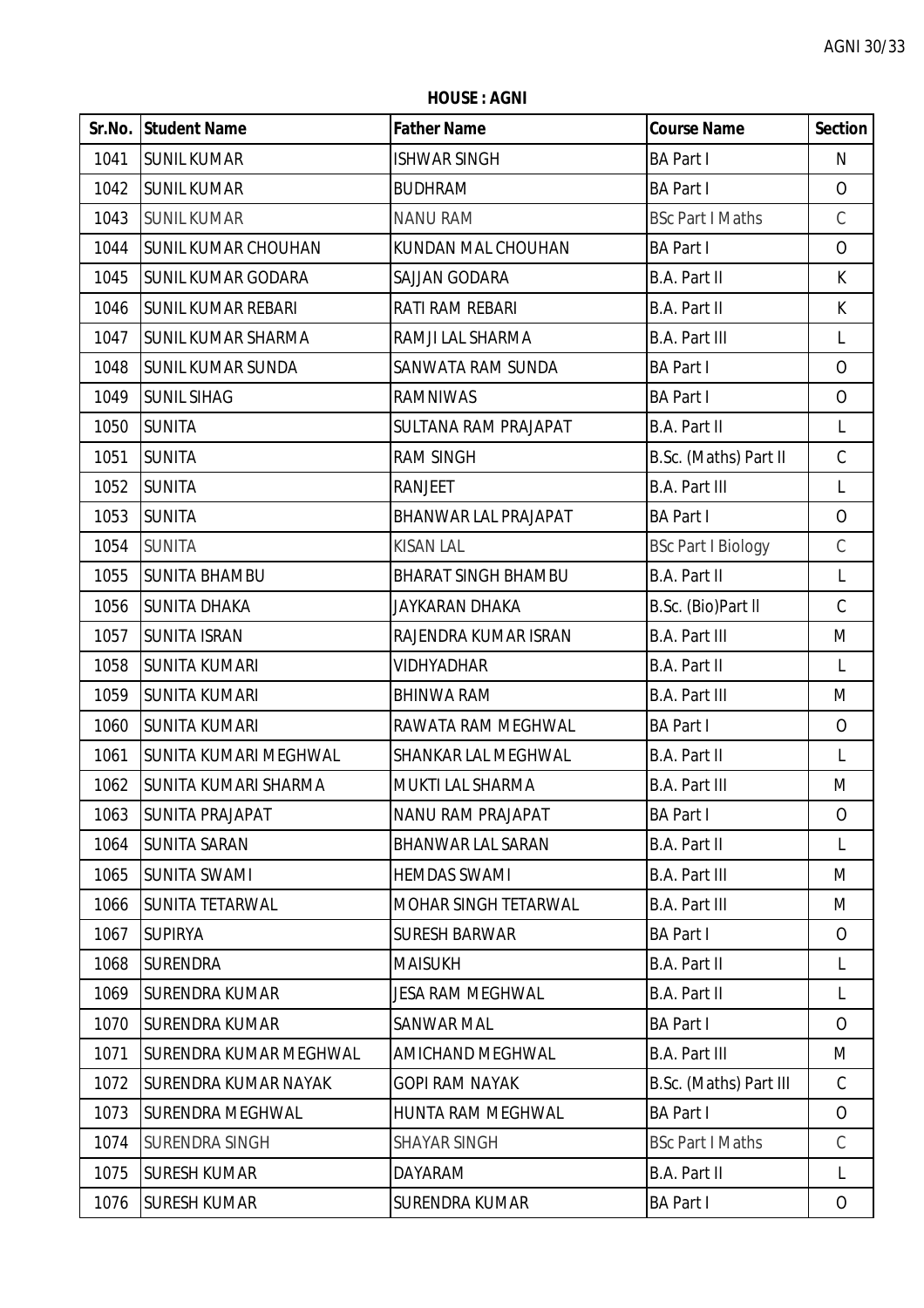**HOUSE : AGNI**

| Sr.No. | Student Name | Father Name | Course Name | Section |
|---|---|---|---|---|
| 1041 | SUNIL KUMAR | ISHWAR SINGH | BA Part I | N |
| 1042 | SUNIL KUMAR | BUDHRAM | BA Part I | O |
| 1043 | SUNIL KUMAR | NANU RAM | BSc Part I Maths | C |
| 1044 | SUNIL KUMAR CHOUHAN | KUNDAN MAL CHOUHAN | BA Part I | O |
| 1045 | SUNIL KUMAR GODARA | SAJJAN GODARA | B.A. Part II | K |
| 1046 | SUNIL KUMAR REBARI | RATI RAM REBARI | B.A. Part II | K |
| 1047 | SUNIL KUMAR SHARMA | RAMJI LAL SHARMA | B.A. Part III | L |
| 1048 | SUNIL KUMAR SUNDA | SANWATA RAM SUNDA | BA Part I | O |
| 1049 | SUNIL SIHAG | RAMNIWAS | BA Part I | O |
| 1050 | SUNITA | SULTANA RAM PRAJAPAT | B.A. Part II | L |
| 1051 | SUNITA | RAM SINGH | B.Sc. (Maths) Part II | C |
| 1052 | SUNITA | RANJEET | B.A. Part III | L |
| 1053 | SUNITA | BHANWAR LAL PRAJAPAT | BA Part I | O |
| 1054 | SUNITA | KISAN LAL | BSc Part I Biology | C |
| 1055 | SUNITA BHAMBU | BHARAT SINGH BHAMBU | B.A. Part II | L |
| 1056 | SUNITA DHAKA | JAYKARAN DHAKA | B.Sc. (Bio)Part II | C |
| 1057 | SUNITA ISRAN | RAJENDRA KUMAR ISRAN | B.A. Part III | M |
| 1058 | SUNITA KUMARI | VIDHYADHAR | B.A. Part II | L |
| 1059 | SUNITA KUMARI | BHINWA RAM | B.A. Part III | M |
| 1060 | SUNITA KUMARI | RAWATA RAM MEGHWAL | BA Part I | O |
| 1061 | SUNITA KUMARI MEGHWAL | SHANKAR LAL MEGHWAL | B.A. Part II | L |
| 1062 | SUNITA KUMARI SHARMA | MUKTI LAL SHARMA | B.A. Part III | M |
| 1063 | SUNITA PRAJAPAT | NANU RAM PRAJAPAT | BA Part I | O |
| 1064 | SUNITA SARAN | BHANWAR LAL SARAN | B.A. Part II | L |
| 1065 | SUNITA SWAMI | HEMDAS SWAMI | B.A. Part III | M |
| 1066 | SUNITA TETARWAL | MOHAR SINGH TETARWAL | B.A. Part III | M |
| 1067 | SUPIRYA | SURESH BARWAR | BA Part I | O |
| 1068 | SURENDRA | MAISUKH | B.A. Part II | L |
| 1069 | SURENDRA KUMAR | JESA RAM MEGHWAL | B.A. Part II | L |
| 1070 | SURENDRA KUMAR | SANWAR MAL | BA Part I | O |
| 1071 | SURENDRA KUMAR MEGHWAL | AMICHAND MEGHWAL | B.A. Part III | M |
| 1072 | SURENDRA KUMAR NAYAK | GOPI RAM NAYAK | B.Sc. (Maths) Part III | C |
| 1073 | SURENDRA MEGHWAL | HUNTA RAM MEGHWAL | BA Part I | O |
| 1074 | SURENDRA SINGH | SHAYAR SINGH | BSc Part I Maths | C |
| 1075 | SURESH KUMAR | DAYARAM | B.A. Part II | L |
| 1076 | SURESH KUMAR | SURENDRA KUMAR | BA Part I | O |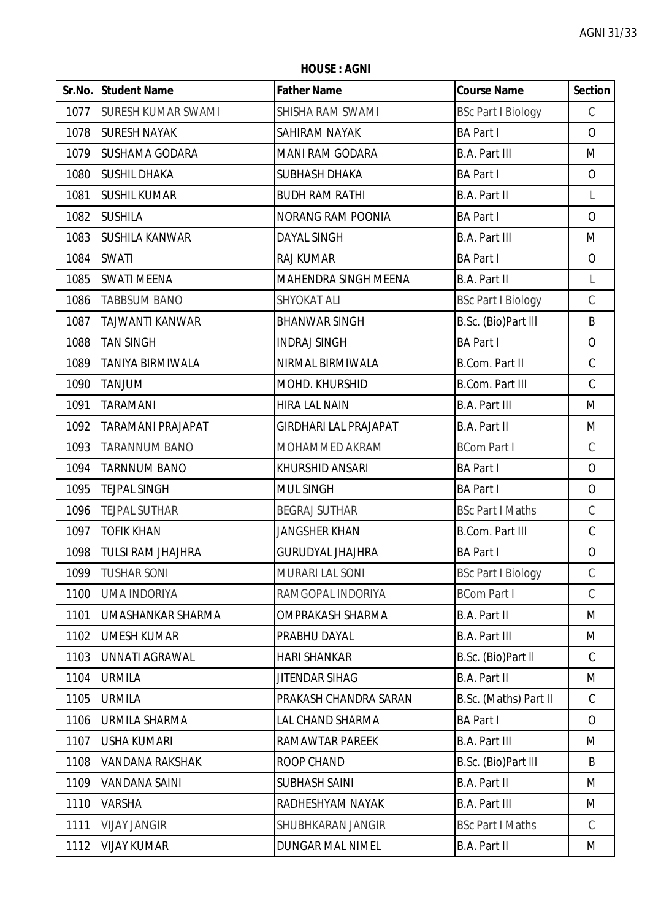**HOUSE : AGNI**

| Sr.No. | Student Name | Father Name | Course Name | Section |
|---|---|---|---|---|
| 1077 | SURESH KUMAR SWAMI | SHISHA RAM SWAMI | BSc Part I Biology | C |
| 1078 | SURESH NAYAK | SAHIRAM NAYAK | BA Part I | O |
| 1079 | SUSHAMA GODARA | MANI RAM GODARA | B.A. Part III | M |
| 1080 | SUSHIL DHAKA | SUBHASH DHAKA | BA Part I | O |
| 1081 | SUSHIL KUMAR | BUDH RAM RATHI | B.A. Part II | L |
| 1082 | SUSHILA | NORANG RAM POONIA | BA Part I | O |
| 1083 | SUSHILA KANWAR | DAYAL SINGH | B.A. Part III | M |
| 1084 | SWATI | RAJ KUMAR | BA Part I | O |
| 1085 | SWATI MEENA | MAHENDRA SINGH MEENA | B.A. Part II | L |
| 1086 | TABBSUM BANO | SHYOKAT ALI | BSc Part I Biology | C |
| 1087 | TAJWANTI KANWAR | BHANWAR SINGH | B.Sc. (Bio)Part III | B |
| 1088 | TAN SINGH | INDRAJ SINGH | BA Part I | O |
| 1089 | TANIYA BIRMIWALA | NIRMAL BIRMIWALA | B.Com. Part II | C |
| 1090 | TANJUM | MOHD. KHURSHID | B.Com. Part III | C |
| 1091 | TARAMANI | HIRA LAL NAIN | B.A. Part III | M |
| 1092 | TARAMANI PRAJAPAT | GIRDHARI LAL PRAJAPAT | B.A. Part II | M |
| 1093 | TARANNUM BANO | MOHAMMED AKRAM | BCom Part I | C |
| 1094 | TARNNUM BANO | KHURSHID ANSARI | BA Part I | O |
| 1095 | TEJPAL SINGH | MUL SINGH | BA Part I | O |
| 1096 | TEJPAL SUTHAR | BEGRAJ SUTHAR | BSc Part I Maths | C |
| 1097 | TOFIK KHAN | JANGSHER KHAN | B.Com. Part III | C |
| 1098 | TULSI RAM JHAJHRA | GURUDYAL JHAJHRA | BA Part I | O |
| 1099 | TUSHAR SONI | MURARI LAL SONI | BSc Part I Biology | C |
| 1100 | UMA INDORIYA | RAMGOPAL INDORIYA | BCom Part I | C |
| 1101 | UMASHANKAR SHARMA | OMPRAKASH SHARMA | B.A. Part II | M |
| 1102 | UMESH KUMAR | PRABHU DAYAL | B.A. Part III | M |
| 1103 | UNNATI AGRAWAL | HARI SHANKAR | B.Sc. (Bio)Part II | C |
| 1104 | URMILA | JITENDAR SIHAG | B.A. Part II | M |
| 1105 | URMILA | PRAKASH CHANDRA SARAN | B.Sc. (Maths) Part II | C |
| 1106 | URMILA SHARMA | LAL CHAND SHARMA | BA Part I | O |
| 1107 | USHA KUMARI | RAMAWTAR PAREEK | B.A. Part III | M |
| 1108 | VANDANA RAKSHAK | ROOP CHAND | B.Sc. (Bio)Part III | B |
| 1109 | VANDANA SAINI | SUBHASH SAINI | B.A. Part II | M |
| 1110 | VARSHA | RADHESHYAM NAYAK | B.A. Part III | M |
| 1111 | VIJAY JANGIR | SHUBHKARAN JANGIR | BSc Part I Maths | C |
| 1112 | VIJAY KUMAR | DUNGAR MAL NIMEL | B.A. Part II | M |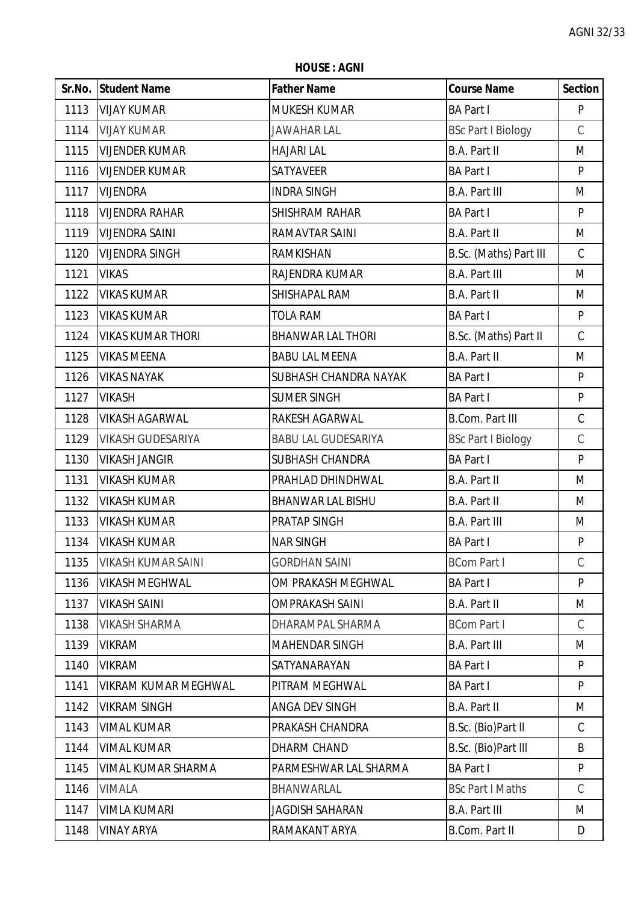**HOUSE : AGNI**

| Sr.No. | Student Name | Father Name | Course Name | Section |
|---|---|---|---|---|
| 1113 | VIJAY KUMAR | MUKESH KUMAR | BA Part I | P |
| 1114 | VIJAY KUMAR | JAWAHAR LAL | BSc Part I Biology | C |
| 1115 | VIJENDER KUMAR | HAJARI LAL | B.A. Part II | M |
| 1116 | VIJENDER KUMAR | SATYAVEER | BA Part I | P |
| 1117 | VIJENDRA | INDRA SINGH | B.A. Part III | M |
| 1118 | VIJENDRA RAHAR | SHISHRAM RAHAR | BA Part I | P |
| 1119 | VIJENDRA SAINI | RAMAVTAR SAINI | B.A. Part II | M |
| 1120 | VIJENDRA SINGH | RAMKISHAN | B.Sc. (Maths) Part III | C |
| 1121 | VIKAS | RAJENDRA KUMAR | B.A. Part III | M |
| 1122 | VIKAS KUMAR | SHISHAPAL RAM | B.A. Part II | M |
| 1123 | VIKAS KUMAR | TOLA RAM | BA Part I | P |
| 1124 | VIKAS KUMAR THORI | BHANWAR LAL THORI | B.Sc. (Maths) Part II | C |
| 1125 | VIKAS MEENA | BABU LAL MEENA | B.A. Part II | M |
| 1126 | VIKAS NAYAK | SUBHASH CHANDRA NAYAK | BA Part I | P |
| 1127 | VIKASH | SUMER SINGH | BA Part I | P |
| 1128 | VIKASH AGARWAL | RAKESH AGARWAL | B.Com. Part III | C |
| 1129 | VIKASH GUDESARIYA | BABU LAL GUDESARIYA | BSc Part I Biology | C |
| 1130 | VIKASH JANGIR | SUBHASH CHANDRA | BA Part I | P |
| 1131 | VIKASH KUMAR | PRAHLAD DHINDHWAL | B.A. Part II | M |
| 1132 | VIKASH KUMAR | BHANWAR LAL BISHU | B.A. Part II | M |
| 1133 | VIKASH KUMAR | PRATAP SINGH | B.A. Part III | M |
| 1134 | VIKASH KUMAR | NAR SINGH | BA Part I | P |
| 1135 | VIKASH KUMAR SAINI | GORDHAN SAINI | BCom Part I | C |
| 1136 | VIKASH MEGHWAL | OM PRAKASH MEGHWAL | BA Part I | P |
| 1137 | VIKASH SAINI | OMPRAKASH SAINI | B.A. Part II | M |
| 1138 | VIKASH SHARMA | DHARAMPAL SHARMA | BCom Part I | C |
| 1139 | VIKRAM | MAHENDAR SINGH | B.A. Part III | M |
| 1140 | VIKRAM | SATYANARAYAN | BA Part I | P |
| 1141 | VIKRAM KUMAR MEGHWAL | PITRAM MEGHWAL | BA Part I | P |
| 1142 | VIKRAM SINGH | ANGA DEV SINGH | B.A. Part II | M |
| 1143 | VIMAL KUMAR | PRAKASH CHANDRA | B.Sc. (Bio)Part II | C |
| 1144 | VIMAL KUMAR | DHARM CHAND | B.Sc. (Bio)Part III | B |
| 1145 | VIMAL KUMAR SHARMA | PARMESHWAR LAL SHARMA | BA Part I | P |
| 1146 | VIMALA | BHANWARLAL | BSc Part I Maths | C |
| 1147 | VIMLA KUMARI | JAGDISH SAHARAN | B.A. Part III | M |
| 1148 | VINAY ARYA | RAMAKANT ARYA | B.Com. Part II | D |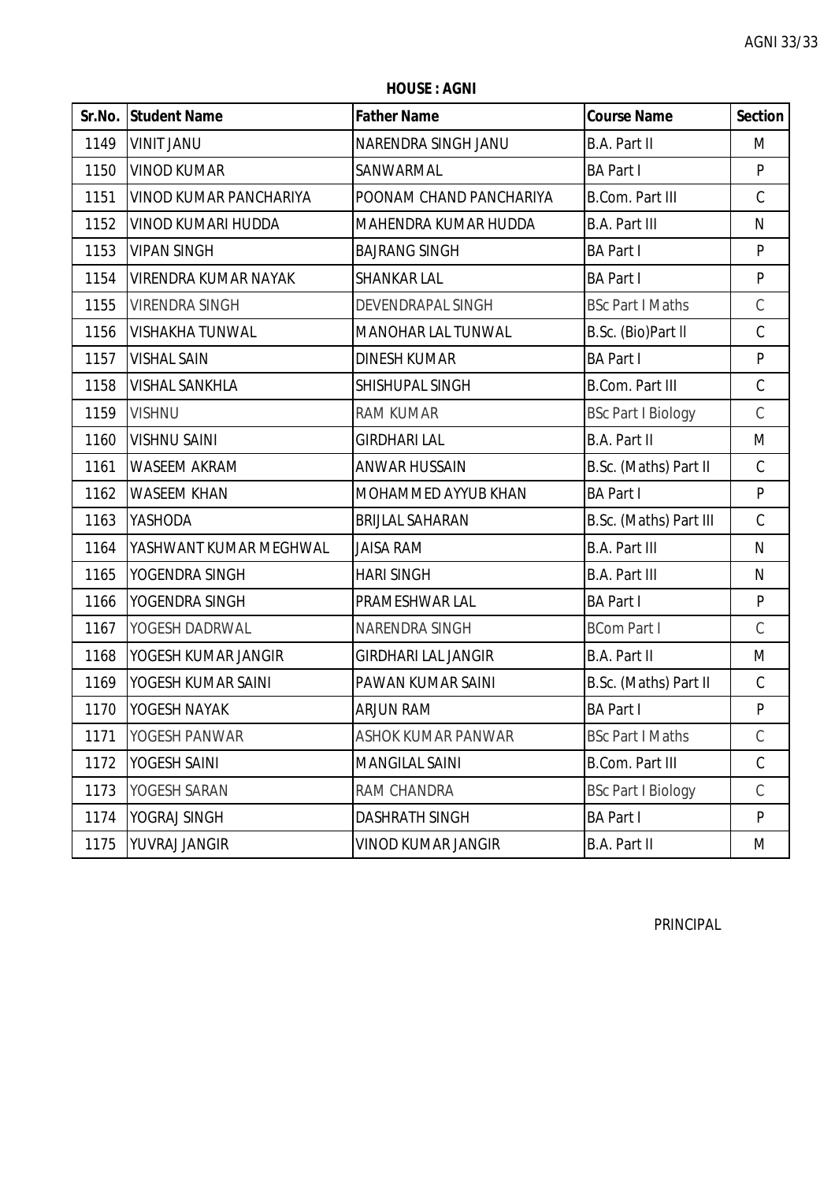**HOUSE : AGNI**

| Sr.No. | Student Name | Father Name | Course Name | Section |
|---|---|---|---|---|
| 1149 | VINIT JANU | NARENDRA SINGH JANU | B.A. Part II | M |
| 1150 | VINOD KUMAR | SANWARMAL | BA Part I | P |
| 1151 | VINOD KUMAR PANCHARIYA | POONAM CHAND PANCHARIYA | B.Com. Part III | C |
| 1152 | VINOD KUMARI HUDDA | MAHENDRA KUMAR HUDDA | B.A. Part III | N |
| 1153 | VIPAN SINGH | BAJRANG SINGH | BA Part I | P |
| 1154 | VIRENDRA KUMAR NAYAK | SHANKAR LAL | BA Part I | P |
| 1155 | VIRENDRA SINGH | DEVENDRAPAL SINGH | BSc Part I Maths | C |
| 1156 | VISHAKHA TUNWAL | MANOHAR LAL TUNWAL | B.Sc. (Bio)Part II | C |
| 1157 | VISHAL SAIN | DINESH KUMAR | BA Part I | P |
| 1158 | VISHAL SANKHLA | SHISHUPAL SINGH | B.Com. Part III | C |
| 1159 | VISHNU | RAM KUMAR | BSc Part I Biology | C |
| 1160 | VISHNU SAINI | GIRDHARI LAL | B.A. Part II | M |
| 1161 | WASEEM AKRAM | ANWAR HUSSAIN | B.Sc. (Maths) Part II | C |
| 1162 | WASEEM KHAN | MOHAMMED AYYUB KHAN | BA Part I | P |
| 1163 | YASHODA | BRIJLAL SAHARAN | B.Sc. (Maths) Part III | C |
| 1164 | YASHWANT KUMAR MEGHWAL | JAISA RAM | B.A. Part III | N |
| 1165 | YOGENDRA SINGH | HARI SINGH | B.A. Part III | N |
| 1166 | YOGENDRA SINGH | PRAMESHWAR LAL | BA Part I | P |
| 1167 | YOGESH DADRWAL | NARENDRA SINGH | BCom Part I | C |
| 1168 | YOGESH KUMAR JANGIR | GIRDHARI LAL JANGIR | B.A. Part II | M |
| 1169 | YOGESH KUMAR SAINI | PAWAN KUMAR SAINI | B.Sc. (Maths) Part II | C |
| 1170 | YOGESH NAYAK | ARJUN RAM | BA Part I | P |
| 1171 | YOGESH PANWAR | ASHOK KUMAR PANWAR | BSc Part I Maths | C |
| 1172 | YOGESH SAINI | MANGILAL SAINI | B.Com. Part III | C |
| 1173 | YOGESH SARAN | RAM CHANDRA | BSc Part I Biology | C |
| 1174 | YOGRAJ SINGH | DASHRATH SINGH | BA Part I | P |
| 1175 | YUVRAJ JANGIR | VINOD KUMAR JANGIR | B.A. Part II | M |

PRINCIPAL